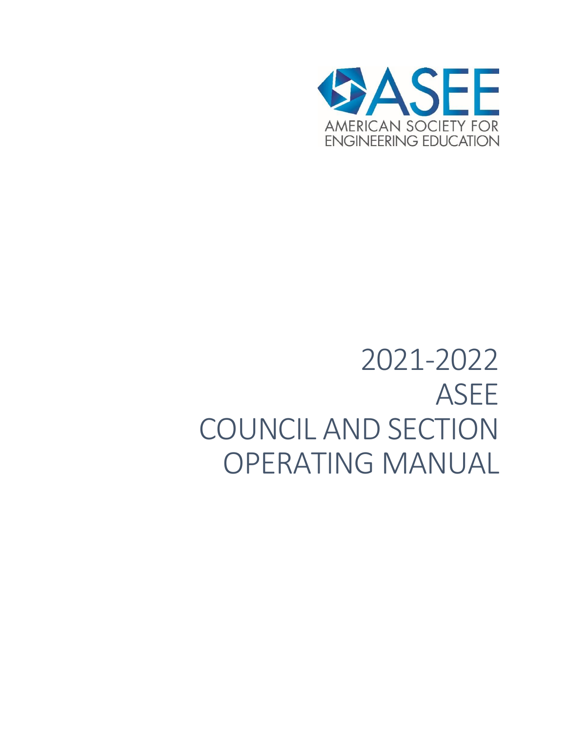ASEE

AMERICAN SOCIETY FOR ENGINEERING EDUCATION

# 2021-2022 ASEE COUNCIL AND SECTION OPERATING MANUAL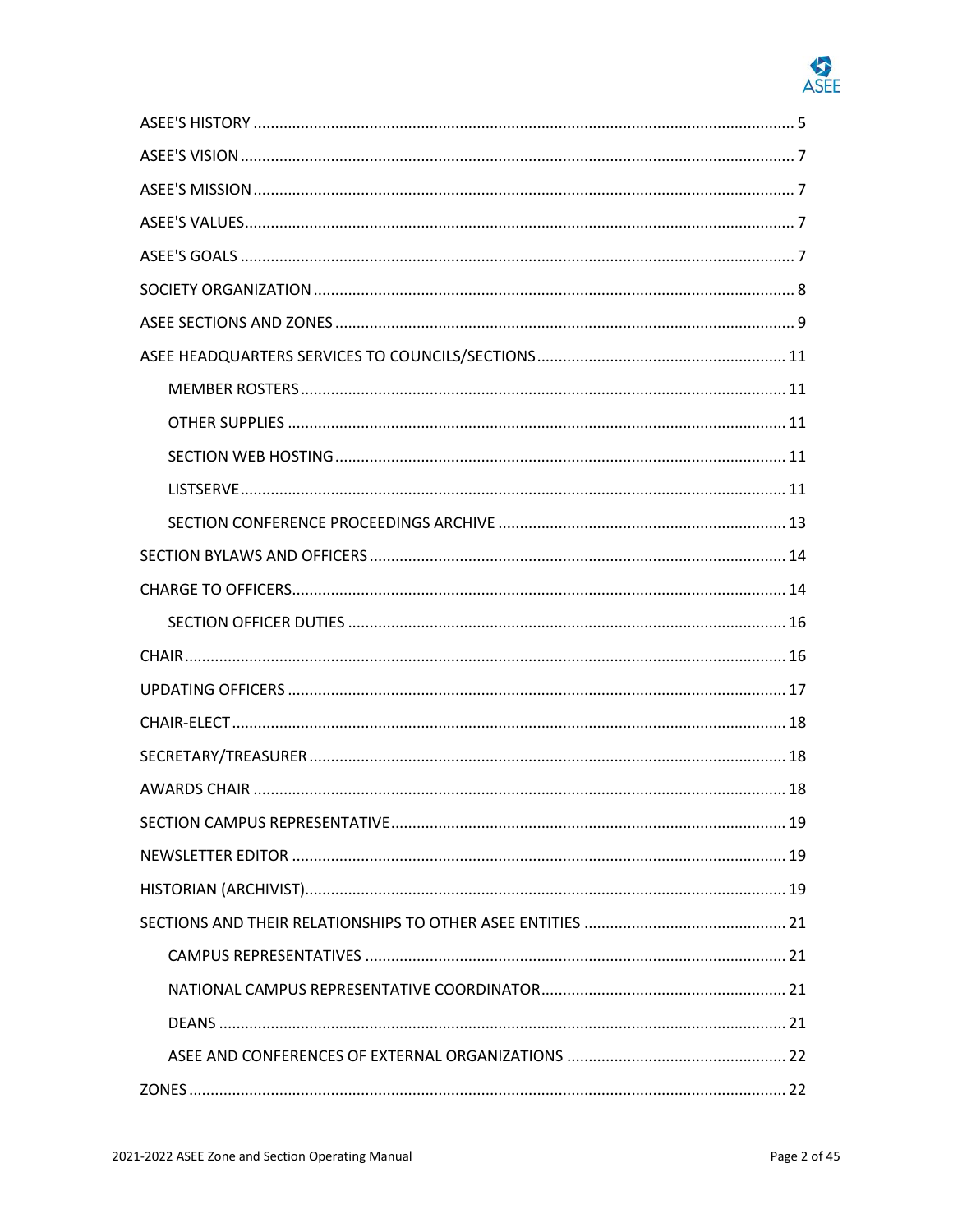ASEE'S HISTORY ..... 5

ASEE'S VISION ..... 7

ASEE'S MISSION ..... 7

ASEE'S VALUES ..... 7

ASEE'S GOALS ..... 7

SOCIETY ORGANIZATION ..... 8

ASEE SECTIONS AND ZONES ..... 9

ASEE HEADQUARTERS SERVICES TO COUNCILS/SECTIONS ..... 11

- MEMBER ROSTERS ..... 11
- OTHER SUPPLIES ..... 11
- SECTION WEB HOSTING ..... 11
- LISTSERVE ..... 11
- SECTION CONFERENCE PROCEEDINGS ARCHIVE ..... 13

SECTION BYLAWS AND OFFICERS ..... 14

CHARGE TO OFFICERS ..... 14

- SECTION OFFICER DUTIES ..... 16

CHAIR ..... 16

UPDATING OFFICERS ..... 17

CHAIR-ELECT ..... 18

SECRETARY/TREASURER ..... 18

AWARDS CHAIR ..... 18

SECTION CAMPUS REPRESENTATIVE ..... 19

NEWSLETTER EDITOR ..... 19

HISTORIAN (ARCHIVIST) ..... 19

SECTIONS AND THEIR RELATIONSHIPS TO OTHER ASEE ENTITIES ..... 21

- CAMPUS REPRESENTATIVES ..... 21
- NATIONAL CAMPUS REPRESENTATIVE COORDINATOR ..... 21
- DEANS ..... 21
- ASEE AND CONFERENCES OF EXTERNAL ORGANIZATIONS ..... 22

ZONES ..... 22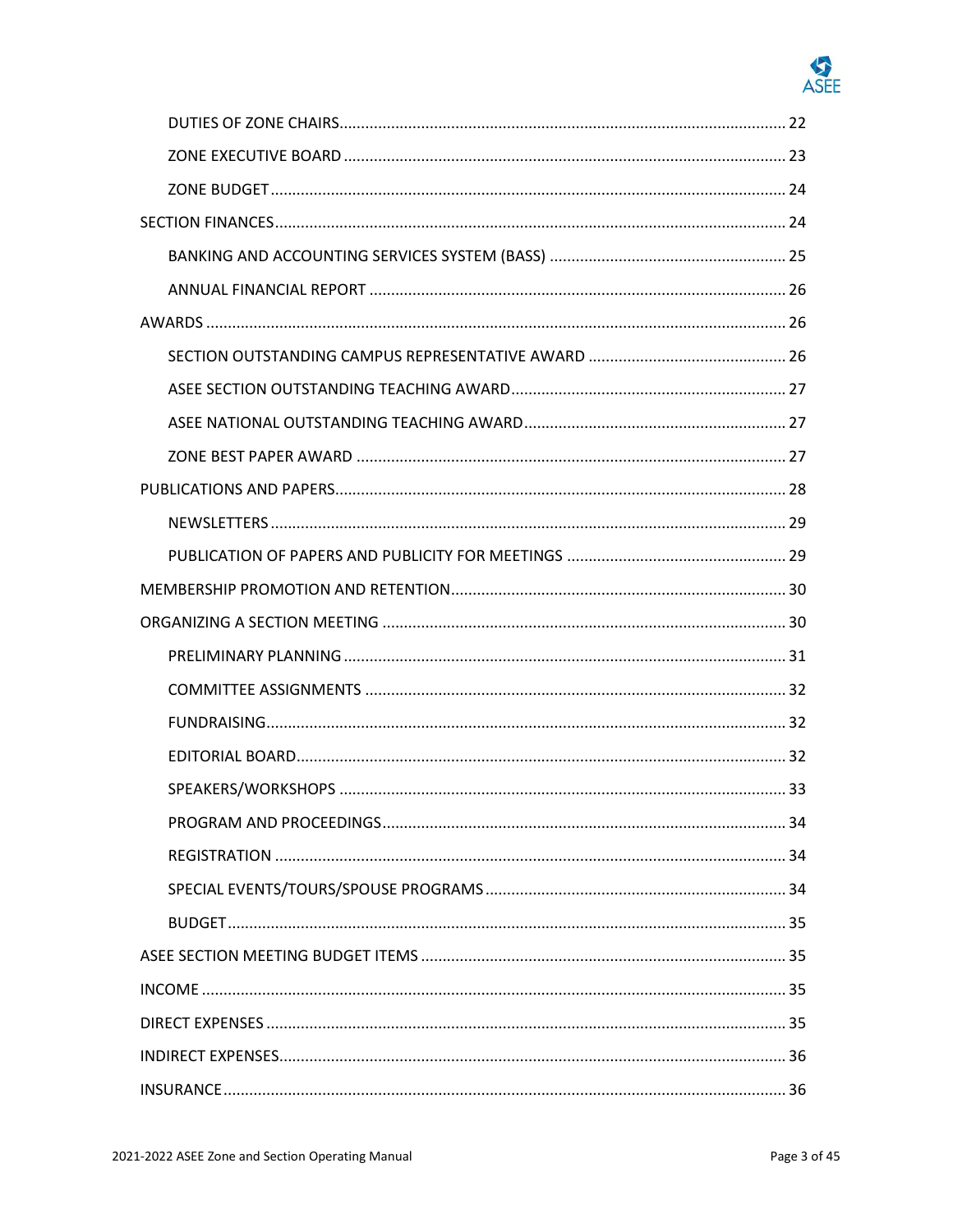- DUTIES OF ZONE CHAIRS ... 22
- ZONE EXECUTIVE BOARD ... 23
- ZONE BUDGET ... 24

SECTION FINANCES ... 24

- BANKING AND ACCOUNTING SERVICES SYSTEM (BASS) ... 25
- ANNUAL FINANCIAL REPORT ... 26

AWARDS ... 26

- SECTION OUTSTANDING CAMPUS REPRESENTATIVE AWARD ... 26
- ASEE SECTION OUTSTANDING TEACHING AWARD ... 27
- ASEE NATIONAL OUTSTANDING TEACHING AWARD ... 27
- ZONE BEST PAPER AWARD ... 27

PUBLICATIONS AND PAPERS ... 28

- NEWSLETTERS ... 29
- PUBLICATION OF PAPERS AND PUBLICITY FOR MEETINGS ... 29

MEMBERSHIP PROMOTION AND RETENTION ... 30

ORGANIZING A SECTION MEETING ... 30

- PRELIMINARY PLANNING ... 31
- COMMITTEE ASSIGNMENTS ... 32
- FUNDRAISING ... 32
- EDITORIAL BOARD ... 32
- SPEAKERS/WORKSHOPS ... 33
- PROGRAM AND PROCEEDINGS ... 34
- REGISTRATION ... 34
- SPECIAL EVENTS/TOURS/SPOUSE PROGRAMS ... 34
- BUDGET ... 35

ASEE SECTION MEETING BUDGET ITEMS ... 35

INCOME ... 35

DIRECT EXPENSES ... 35

INDIRECT EXPENSES ... 36

INSURANCE ... 36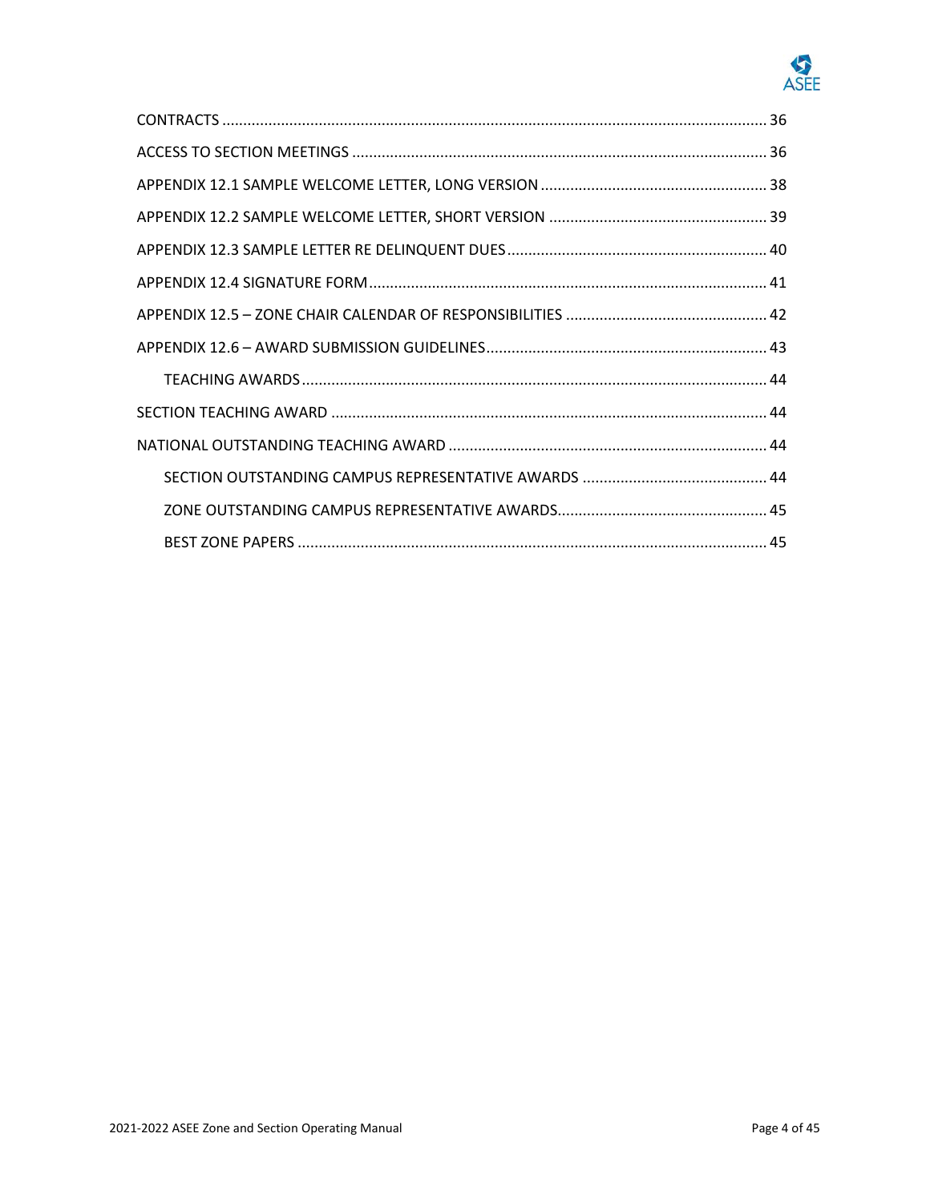- CONTRACTS ........ 36
- ACCESS TO SECTION MEETINGS ........ 36
- APPENDIX 12.1 SAMPLE WELCOME LETTER, LONG VERSION ........ 38
- APPENDIX 12.2 SAMPLE WELCOME LETTER, SHORT VERSION ........ 39
- APPENDIX 12.3 SAMPLE LETTER RE DELINQUENT DUES ........ 40
- APPENDIX 12.4 SIGNATURE FORM ........ 41
- APPENDIX 12.5 – ZONE CHAIR CALENDAR OF RESPONSIBILITIES ........ 42
- APPENDIX 12.6 – AWARD SUBMISSION GUIDELINES ........ 43
  - TEACHING AWARDS ........ 44
- SECTION TEACHING AWARD ........ 44
- NATIONAL OUTSTANDING TEACHING AWARD ........ 44
  - SECTION OUTSTANDING CAMPUS REPRESENTATIVE AWARDS ........ 44
  - ZONE OUTSTANDING CAMPUS REPRESENTATIVE AWARDS ........ 45
  - BEST ZONE PAPERS ........ 45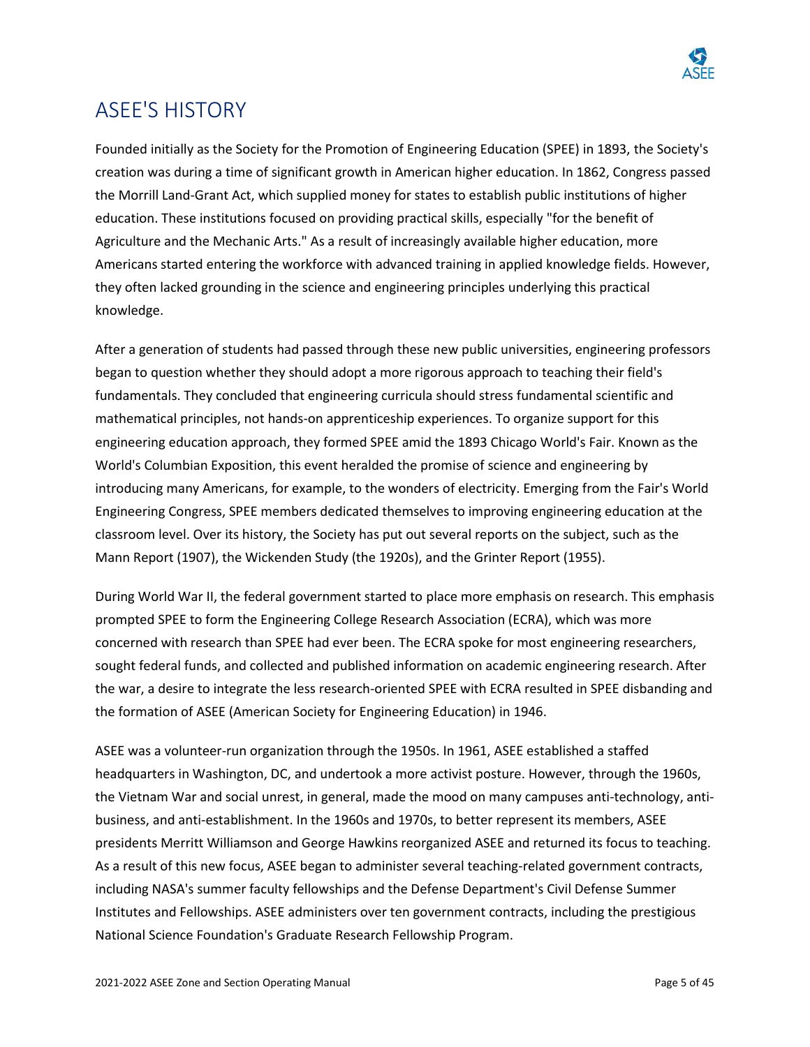# ASEE'S HISTORY

Founded initially as the Society for the Promotion of Engineering Education (SPEE) in 1893, the Society's creation was during a time of significant growth in American higher education. In 1862, Congress passed the Morrill Land-Grant Act, which supplied money for states to establish public institutions of higher education. These institutions focused on providing practical skills, especially "for the benefit of Agriculture and the Mechanic Arts." As a result of increasingly available higher education, more Americans started entering the workforce with advanced training in applied knowledge fields. However, they often lacked grounding in the science and engineering principles underlying this practical knowledge.

After a generation of students had passed through these new public universities, engineering professors began to question whether they should adopt a more rigorous approach to teaching their field's fundamentals. They concluded that engineering curricula should stress fundamental scientific and mathematical principles, not hands-on apprenticeship experiences. To organize support for this engineering education approach, they formed SPEE amid the 1893 Chicago World's Fair. Known as the World's Columbian Exposition, this event heralded the promise of science and engineering by introducing many Americans, for example, to the wonders of electricity. Emerging from the Fair's World Engineering Congress, SPEE members dedicated themselves to improving engineering education at the classroom level. Over its history, the Society has put out several reports on the subject, such as the Mann Report (1907), the Wickenden Study (the 1920s), and the Grinter Report (1955).

During World War II, the federal government started to place more emphasis on research. This emphasis prompted SPEE to form the Engineering College Research Association (ECRA), which was more concerned with research than SPEE had ever been. The ECRA spoke for most engineering researchers, sought federal funds, and collected and published information on academic engineering research. After the war, a desire to integrate the less research-oriented SPEE with ECRA resulted in SPEE disbanding and the formation of ASEE (American Society for Engineering Education) in 1946.

ASEE was a volunteer-run organization through the 1950s. In 1961, ASEE established a staffed headquarters in Washington, DC, and undertook a more activist posture. However, through the 1960s, the Vietnam War and social unrest, in general, made the mood on many campuses anti-technology, anti-business, and anti-establishment. In the 1960s and 1970s, to better represent its members, ASEE presidents Merritt Williamson and George Hawkins reorganized ASEE and returned its focus to teaching. As a result of this new focus, ASEE began to administer several teaching-related government contracts, including NASA's summer faculty fellowships and the Defense Department's Civil Defense Summer Institutes and Fellowships. ASEE administers over ten government contracts, including the prestigious National Science Foundation's Graduate Research Fellowship Program.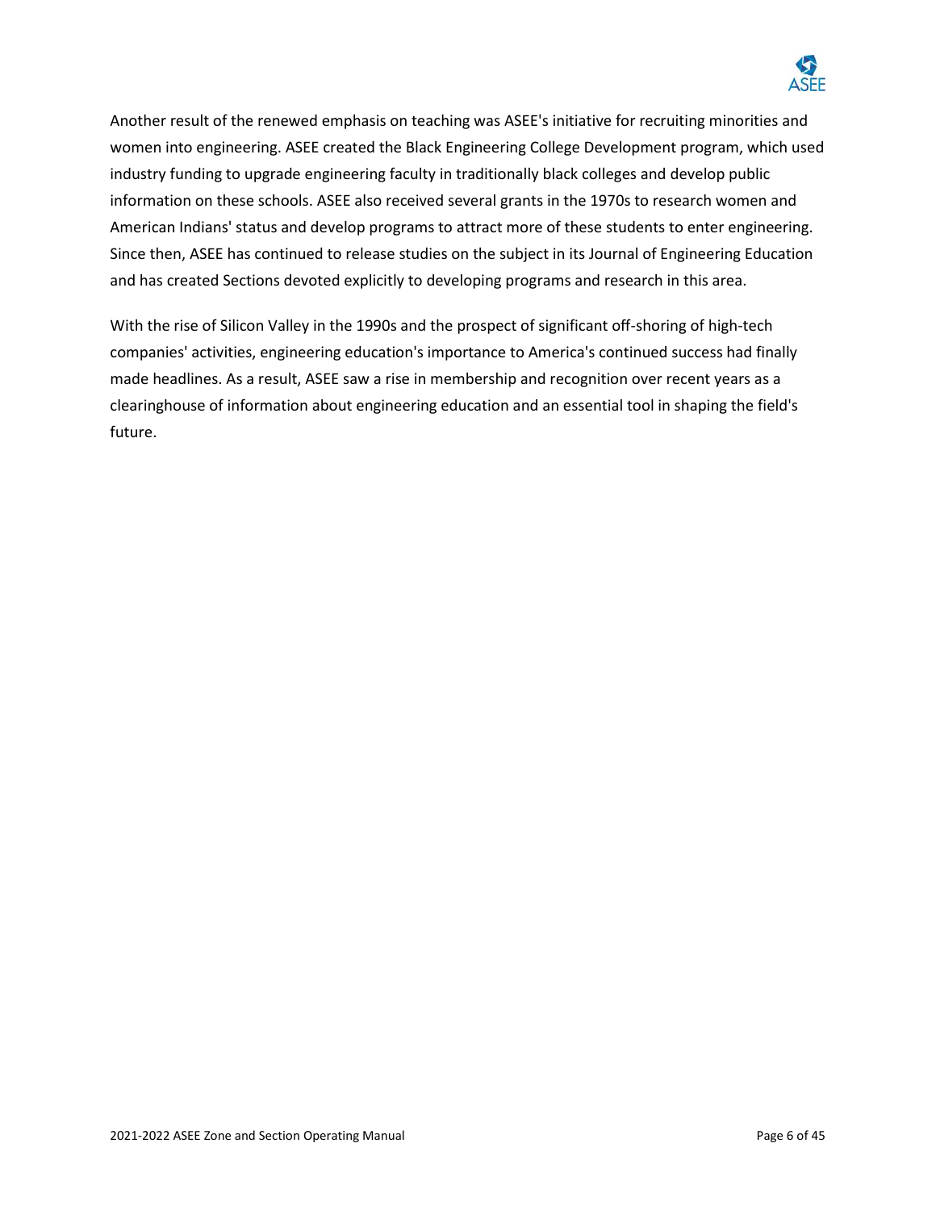Another result of the renewed emphasis on teaching was ASEE's initiative for recruiting minorities and women into engineering. ASEE created the Black Engineering College Development program, which used industry funding to upgrade engineering faculty in traditionally black colleges and develop public information on these schools. ASEE also received several grants in the 1970s to research women and American Indians' status and develop programs to attract more of these students to enter engineering. Since then, ASEE has continued to release studies on the subject in its Journal of Engineering Education and has created Sections devoted explicitly to developing programs and research in this area.

With the rise of Silicon Valley in the 1990s and the prospect of significant off-shoring of high-tech companies' activities, engineering education's importance to America's continued success had finally made headlines. As a result, ASEE saw a rise in membership and recognition over recent years as a clearinghouse of information about engineering education and an essential tool in shaping the field's future.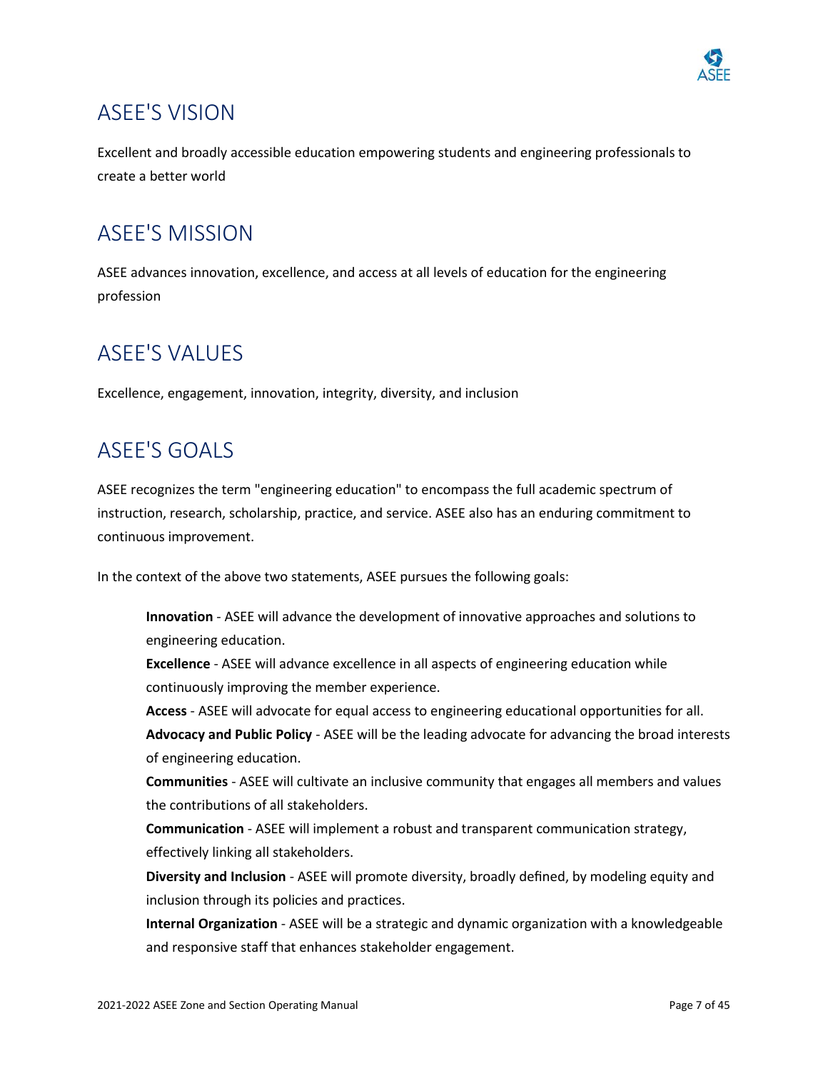## ASEE'S VISION

Excellent and broadly accessible education empowering students and engineering professionals to create a better world

## ASEE'S MISSION

ASEE advances innovation, excellence, and access at all levels of education for the engineering profession

## ASEE'S VALUES

Excellence, engagement, innovation, integrity, diversity, and inclusion

## ASEE'S GOALS

ASEE recognizes the term "engineering education" to encompass the full academic spectrum of instruction, research, scholarship, practice, and service. ASEE also has an enduring commitment to continuous improvement.

In the context of the above two statements, ASEE pursues the following goals:

**Innovation** - ASEE will advance the development of innovative approaches and solutions to engineering education.

**Excellence** - ASEE will advance excellence in all aspects of engineering education while continuously improving the member experience.

**Access** - ASEE will advocate for equal access to engineering educational opportunities for all.

**Advocacy and Public Policy** - ASEE will be the leading advocate for advancing the broad interests of engineering education.

**Communities** - ASEE will cultivate an inclusive community that engages all members and values the contributions of all stakeholders.

**Communication** - ASEE will implement a robust and transparent communication strategy, effectively linking all stakeholders.

**Diversity and Inclusion** - ASEE will promote diversity, broadly defined, by modeling equity and inclusion through its policies and practices.

**Internal Organization** - ASEE will be a strategic and dynamic organization with a knowledgeable and responsive staff that enhances stakeholder engagement.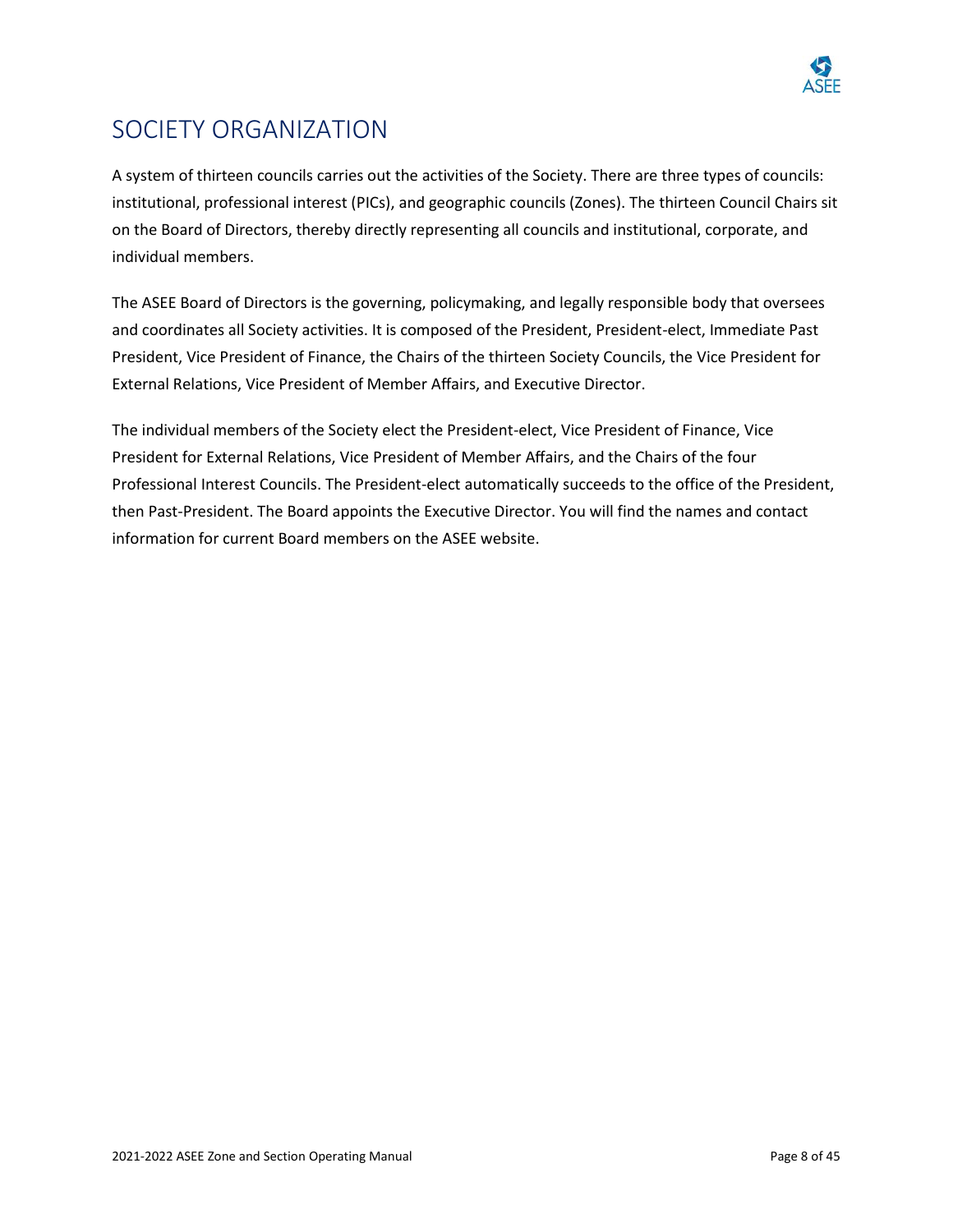# SOCIETY ORGANIZATION

A system of thirteen councils carries out the activities of the Society. There are three types of councils: institutional, professional interest (PICs), and geographic councils (Zones). The thirteen Council Chairs sit on the Board of Directors, thereby directly representing all councils and institutional, corporate, and individual members.

The ASEE Board of Directors is the governing, policymaking, and legally responsible body that oversees and coordinates all Society activities. It is composed of the President, President-elect, Immediate Past President, Vice President of Finance, the Chairs of the thirteen Society Councils, the Vice President for External Relations, Vice President of Member Affairs, and Executive Director.

The individual members of the Society elect the President-elect, Vice President of Finance, Vice President for External Relations, Vice President of Member Affairs, and the Chairs of the four Professional Interest Councils. The President-elect automatically succeeds to the office of the President, then Past-President. The Board appoints the Executive Director. You will find the names and contact information for current Board members on the ASEE website.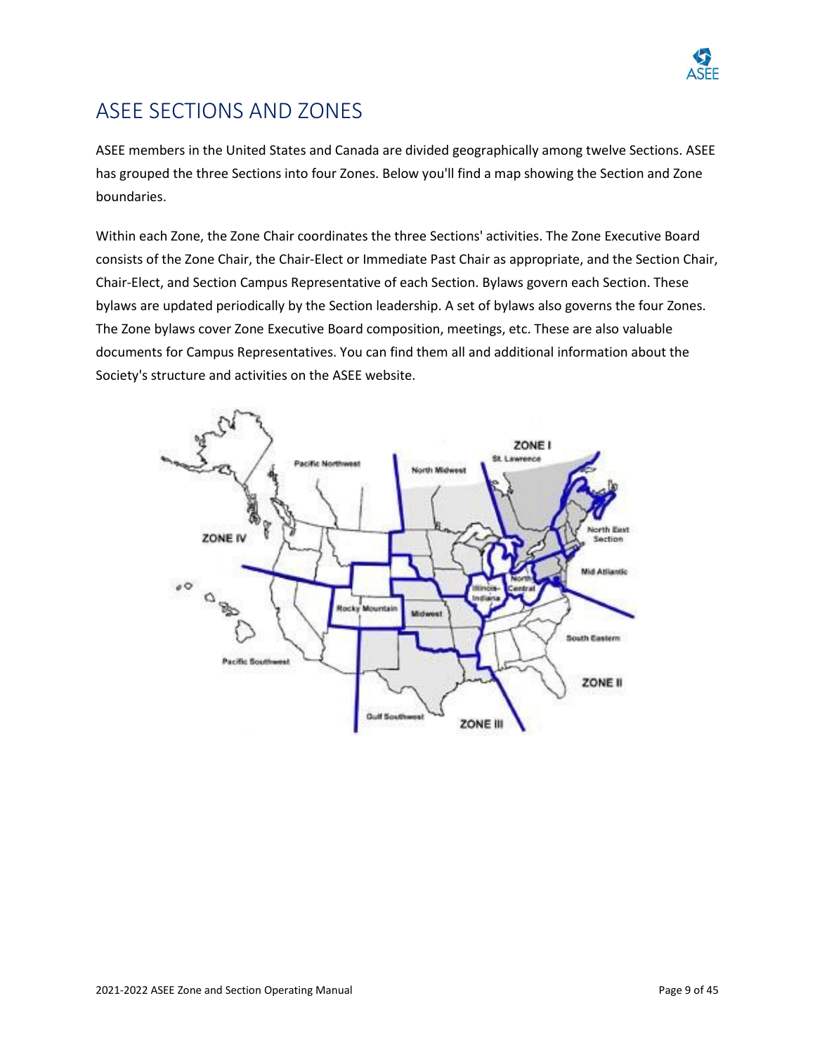# ASEE SECTIONS AND ZONES

ASEE members in the United States and Canada are divided geographically among twelve Sections. ASEE has grouped the three Sections into four Zones. Below you'll find a map showing the Section and Zone boundaries.

Within each Zone, the Zone Chair coordinates the three Sections' activities. The Zone Executive Board consists of the Zone Chair, the Chair-Elect or Immediate Past Chair as appropriate, and the Section Chair, Chair-Elect, and Section Campus Representative of each Section. Bylaws govern each Section. These bylaws are updated periodically by the Section leadership. A set of bylaws also governs the four Zones. The Zone bylaws cover Zone Executive Board composition, meetings, etc. These are also valuable documents for Campus Representatives. You can find them all and additional information about the Society's structure and activities on the ASEE website.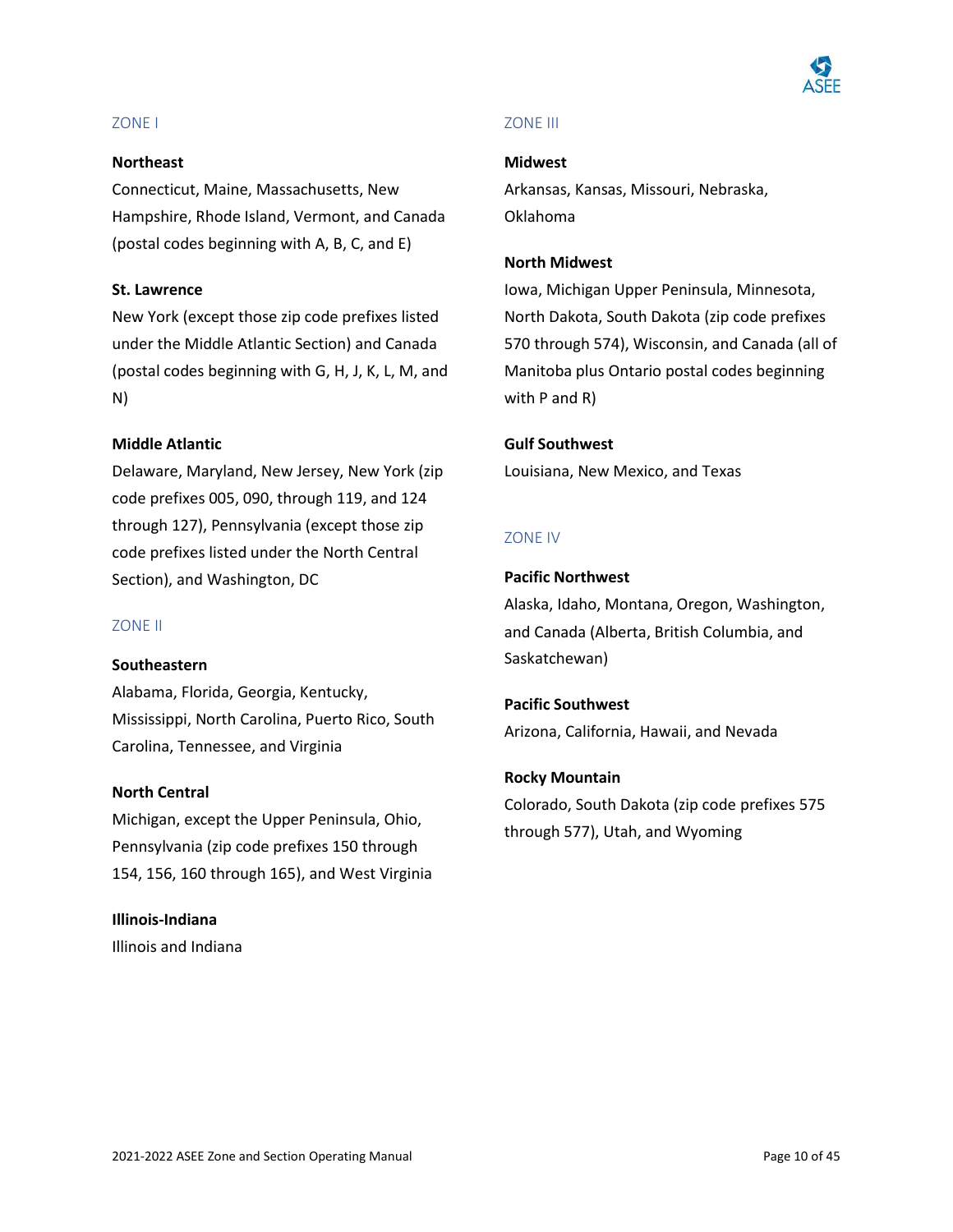## ZONE I

**Northeast**
Connecticut, Maine, Massachusetts, New Hampshire, Rhode Island, Vermont, and Canada (postal codes beginning with A, B, C, and E)

**St. Lawrence**
New York (except those zip code prefixes listed under the Middle Atlantic Section) and Canada (postal codes beginning with G, H, J, K, L, M, and N)

**Middle Atlantic**
Delaware, Maryland, New Jersey, New York (zip code prefixes 005, 090, through 119, and 124 through 127), Pennsylvania (except those zip code prefixes listed under the North Central Section), and Washington, DC

## ZONE II

**Southeastern**
Alabama, Florida, Georgia, Kentucky, Mississippi, North Carolina, Puerto Rico, South Carolina, Tennessee, and Virginia

**North Central**
Michigan, except the Upper Peninsula, Ohio, Pennsylvania (zip code prefixes 150 through 154, 156, 160 through 165), and West Virginia

**Illinois-Indiana**
Illinois and Indiana

## ZONE III

**Midwest**
Arkansas, Kansas, Missouri, Nebraska, Oklahoma

**North Midwest**
Iowa, Michigan Upper Peninsula, Minnesota, North Dakota, South Dakota (zip code prefixes 570 through 574), Wisconsin, and Canada (all of Manitoba plus Ontario postal codes beginning with P and R)

**Gulf Southwest**
Louisiana, New Mexico, and Texas

## ZONE IV

**Pacific Northwest**
Alaska, Idaho, Montana, Oregon, Washington, and Canada (Alberta, British Columbia, and Saskatchewan)

**Pacific Southwest**
Arizona, California, Hawaii, and Nevada

**Rocky Mountain**
Colorado, South Dakota (zip code prefixes 575 through 577), Utah, and Wyoming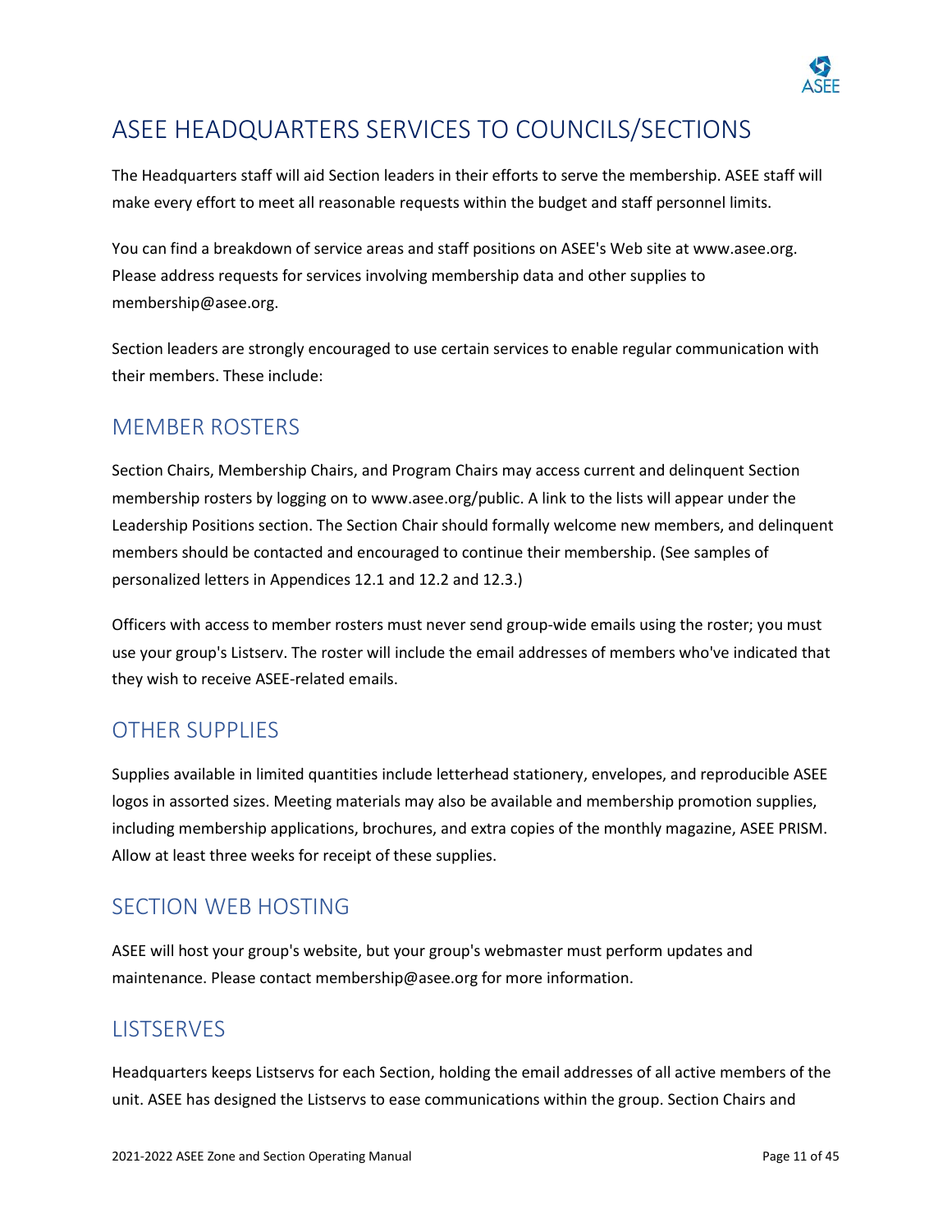# ASEE HEADQUARTERS SERVICES TO COUNCILS/SECTIONS

The Headquarters staff will aid Section leaders in their efforts to serve the membership. ASEE staff will make every effort to meet all reasonable requests within the budget and staff personnel limits.

You can find a breakdown of service areas and staff positions on ASEE's Web site at www.asee.org. Please address requests for services involving membership data and other supplies to membership@asee.org.

Section leaders are strongly encouraged to use certain services to enable regular communication with their members. These include:

## MEMBER ROSTERS

Section Chairs, Membership Chairs, and Program Chairs may access current and delinquent Section membership rosters by logging on to www.asee.org/public. A link to the lists will appear under the Leadership Positions section. The Section Chair should formally welcome new members, and delinquent members should be contacted and encouraged to continue their membership. (See samples of personalized letters in Appendices 12.1 and 12.2 and 12.3.)

Officers with access to member rosters must never send group-wide emails using the roster; you must use your group's Listserv. The roster will include the email addresses of members who've indicated that they wish to receive ASEE-related emails.

## OTHER SUPPLIES

Supplies available in limited quantities include letterhead stationery, envelopes, and reproducible ASEE logos in assorted sizes. Meeting materials may also be available and membership promotion supplies, including membership applications, brochures, and extra copies of the monthly magazine, ASEE PRISM. Allow at least three weeks for receipt of these supplies.

## SECTION WEB HOSTING

ASEE will host your group's website, but your group's webmaster must perform updates and maintenance. Please contact membership@asee.org for more information.

## LISTSERVES

Headquarters keeps Listservs for each Section, holding the email addresses of all active members of the unit. ASEE has designed the Listservs to ease communications within the group. Section Chairs and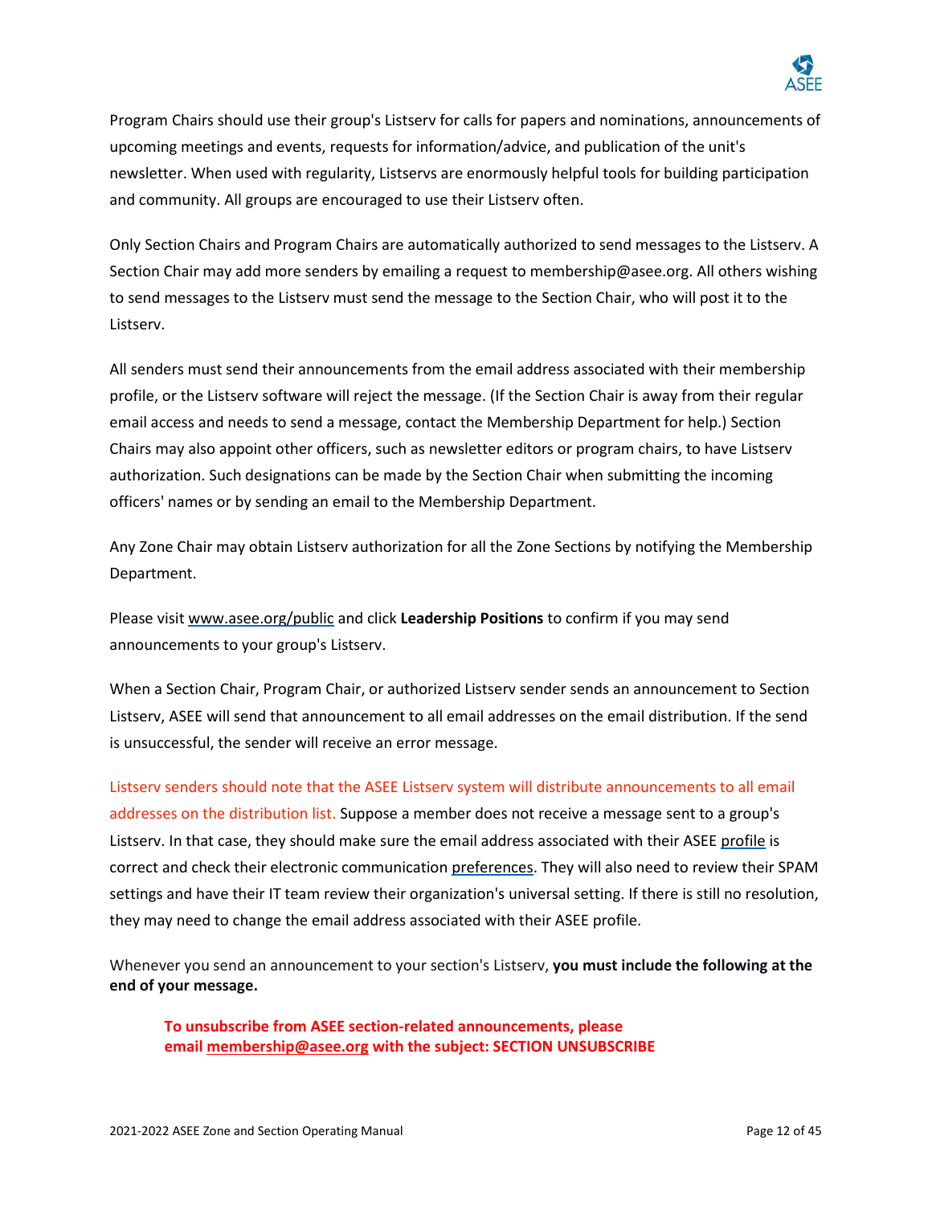Program Chairs should use their group's Listserv for calls for papers and nominations, announcements of upcoming meetings and events, requests for information/advice, and publication of the unit's newsletter. When used with regularity, Listservs are enormously helpful tools for building participation and community. All groups are encouraged to use their Listserv often.

Only Section Chairs and Program Chairs are automatically authorized to send messages to the Listserv. A Section Chair may add more senders by emailing a request to membership@asee.org. All others wishing to send messages to the Listserv must send the message to the Section Chair, who will post it to the Listserv.

All senders must send their announcements from the email address associated with their membership profile, or the Listserv software will reject the message. (If the Section Chair is away from their regular email access and needs to send a message, contact the Membership Department for help.) Section Chairs may also appoint other officers, such as newsletter editors or program chairs, to have Listserv authorization. Such designations can be made by the Section Chair when submitting the incoming officers' names or by sending an email to the Membership Department.

Any Zone Chair may obtain Listserv authorization for all the Zone Sections by notifying the Membership Department.

Please visit www.asee.org/public and click **Leadership Positions** to confirm if you may send announcements to your group's Listserv.

When a Section Chair, Program Chair, or authorized Listserv sender sends an announcement to Section Listserv, ASEE will send that announcement to all email addresses on the email distribution. If the send is unsuccessful, the sender will receive an error message.

Listserv senders should note that the ASEE Listserv system will distribute announcements to all email addresses on the distribution list. Suppose a member does not receive a message sent to a group's Listserv. In that case, they should make sure the email address associated with their ASEE profile is correct and check their electronic communication preferences. They will also need to review their SPAM settings and have their IT team review their organization's universal setting. If there is still no resolution, they may need to change the email address associated with their ASEE profile.

Whenever you send an announcement to your section's Listserv, **you must include the following at the end of your message.**

> **To unsubscribe from ASEE section-related announcements, please email membership@asee.org with the subject: SECTION UNSUBSCRIBE**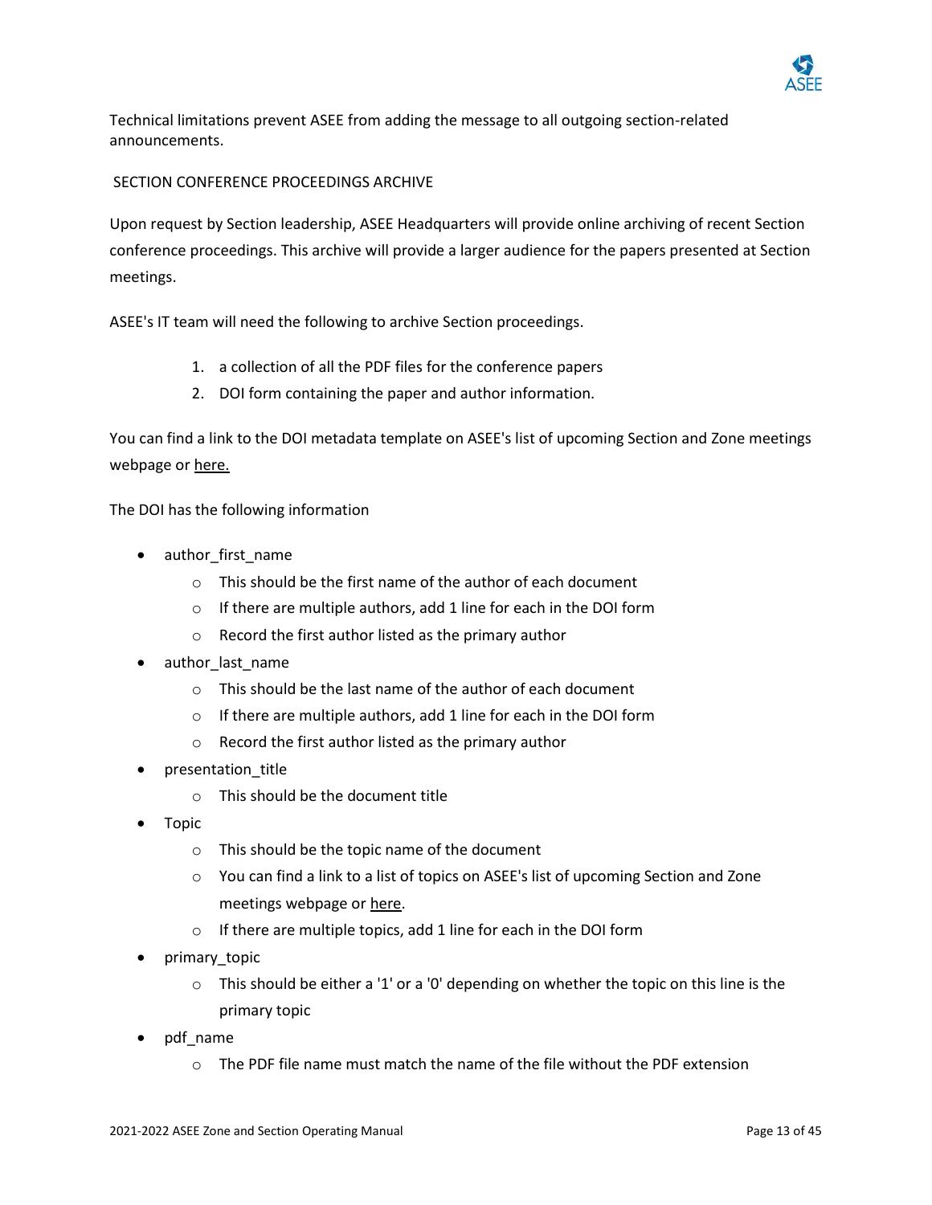Technical limitations prevent ASEE from adding the message to all outgoing section-related announcements.

## SECTION CONFERENCE PROCEEDINGS ARCHIVE

Upon request by Section leadership, ASEE Headquarters will provide online archiving of recent Section conference proceedings. This archive will provide a larger audience for the papers presented at Section meetings.

ASEE's IT team will need the following to archive Section proceedings.

1. a collection of all the PDF files for the conference papers
2. DOI form containing the paper and author information.

You can find a link to the DOI metadata template on ASEE's list of upcoming Section and Zone meetings webpage or here.

The DOI has the following information

- author_first_name
  - This should be the first name of the author of each document
  - If there are multiple authors, add 1 line for each in the DOI form
  - Record the first author listed as the primary author
- author_last_name
  - This should be the last name of the author of each document
  - If there are multiple authors, add 1 line for each in the DOI form
  - Record the first author listed as the primary author
- presentation_title
  - This should be the document title
- Topic
  - This should be the topic name of the document
  - You can find a link to a list of topics on ASEE's list of upcoming Section and Zone meetings webpage or here.
  - If there are multiple topics, add 1 line for each in the DOI form
- primary_topic
  - This should be either a '1' or a '0' depending on whether the topic on this line is the primary topic
- pdf_name
  - The PDF file name must match the name of the file without the PDF extension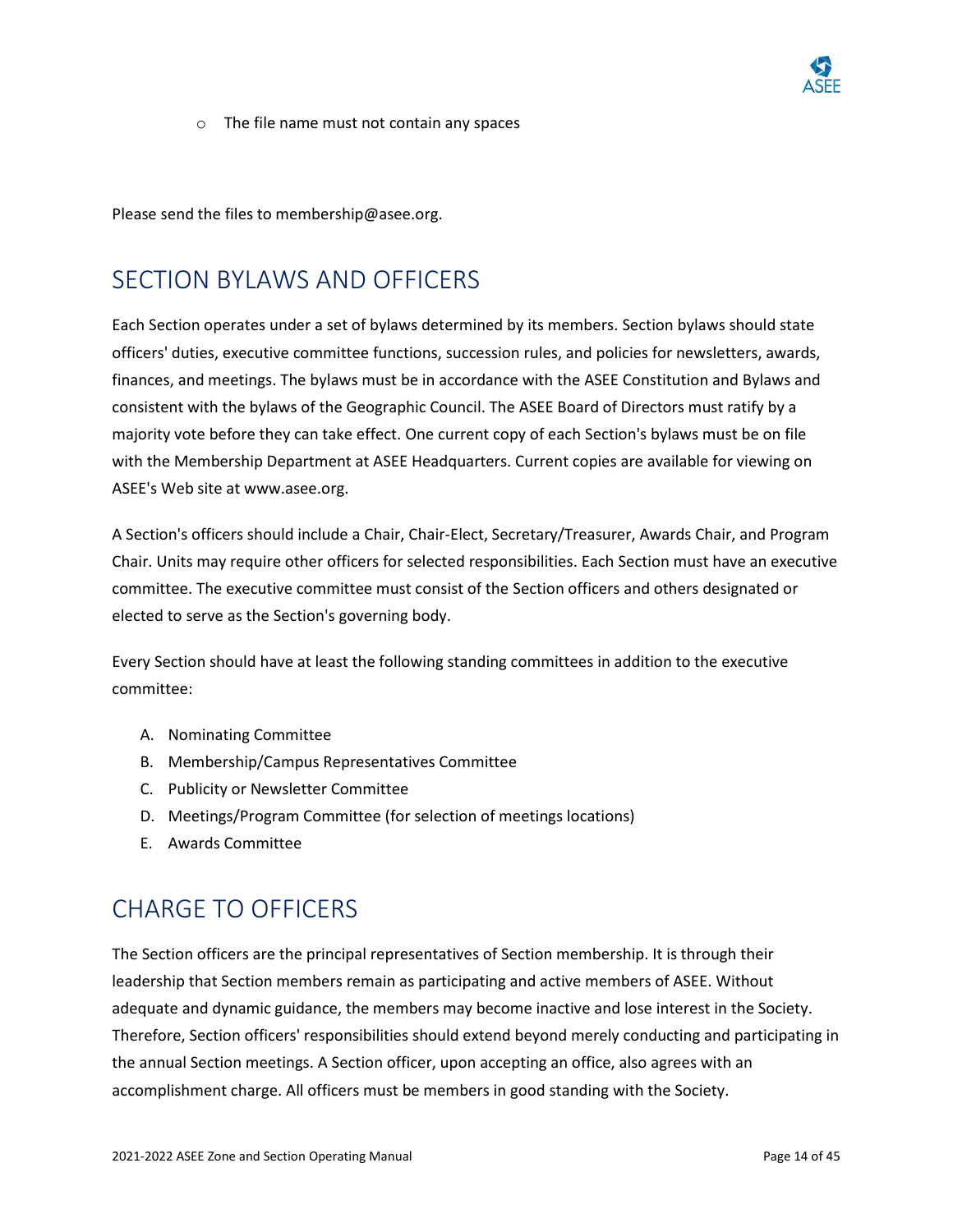- The file name must not contain any spaces

Please send the files to membership@asee.org.

## SECTION BYLAWS AND OFFICERS

Each Section operates under a set of bylaws determined by its members. Section bylaws should state officers' duties, executive committee functions, succession rules, and policies for newsletters, awards, finances, and meetings. The bylaws must be in accordance with the ASEE Constitution and Bylaws and consistent with the bylaws of the Geographic Council. The ASEE Board of Directors must ratify by a majority vote before they can take effect. One current copy of each Section's bylaws must be on file with the Membership Department at ASEE Headquarters. Current copies are available for viewing on ASEE's Web site at www.asee.org.

A Section's officers should include a Chair, Chair-Elect, Secretary/Treasurer, Awards Chair, and Program Chair. Units may require other officers for selected responsibilities. Each Section must have an executive committee. The executive committee must consist of the Section officers and others designated or elected to serve as the Section's governing body.

Every Section should have at least the following standing committees in addition to the executive committee:

A. Nominating Committee
B. Membership/Campus Representatives Committee
C. Publicity or Newsletter Committee
D. Meetings/Program Committee (for selection of meetings locations)
E. Awards Committee

## CHARGE TO OFFICERS

The Section officers are the principal representatives of Section membership. It is through their leadership that Section members remain as participating and active members of ASEE. Without adequate and dynamic guidance, the members may become inactive and lose interest in the Society. Therefore, Section officers' responsibilities should extend beyond merely conducting and participating in the annual Section meetings. A Section officer, upon accepting an office, also agrees with an accomplishment charge. All officers must be members in good standing with the Society.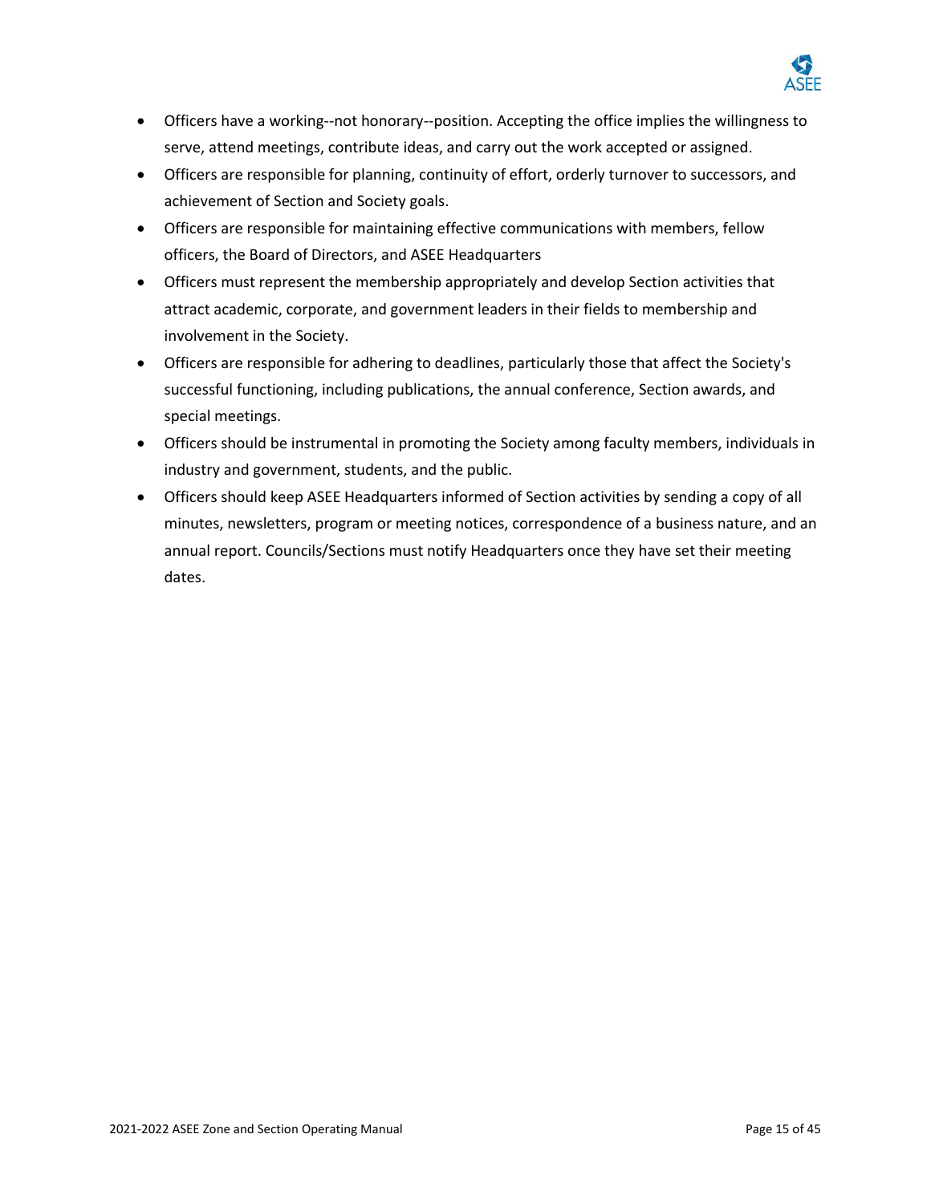- Officers have a working--not honorary--position. Accepting the office implies the willingness to serve, attend meetings, contribute ideas, and carry out the work accepted or assigned.
- Officers are responsible for planning, continuity of effort, orderly turnover to successors, and achievement of Section and Society goals.
- Officers are responsible for maintaining effective communications with members, fellow officers, the Board of Directors, and ASEE Headquarters
- Officers must represent the membership appropriately and develop Section activities that attract academic, corporate, and government leaders in their fields to membership and involvement in the Society.
- Officers are responsible for adhering to deadlines, particularly those that affect the Society's successful functioning, including publications, the annual conference, Section awards, and special meetings.
- Officers should be instrumental in promoting the Society among faculty members, individuals in industry and government, students, and the public.
- Officers should keep ASEE Headquarters informed of Section activities by sending a copy of all minutes, newsletters, program or meeting notices, correspondence of a business nature, and an annual report. Councils/Sections must notify Headquarters once they have set their meeting dates.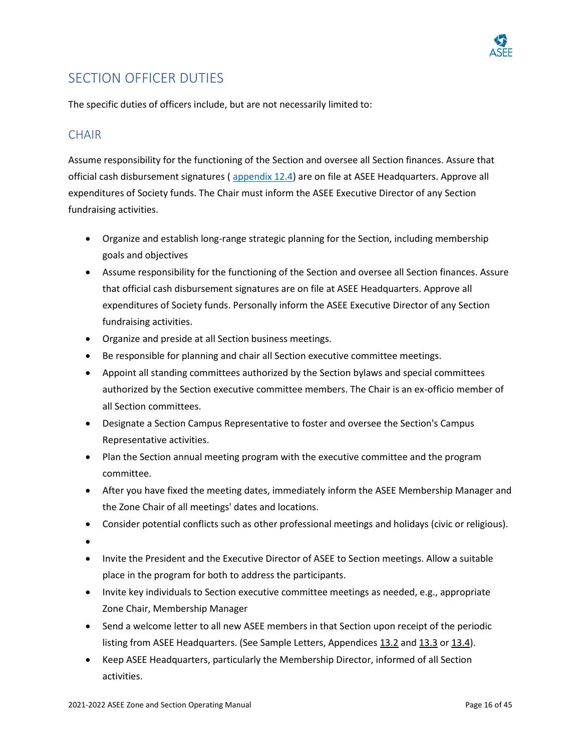## SECTION OFFICER DUTIES

The specific duties of officers include, but are not necessarily limited to:

### CHAIR

Assume responsibility for the functioning of the Section and oversee all Section finances. Assure that official cash disbursement signatures ( appendix 12.4) are on file at ASEE Headquarters. Approve all expenditures of Society funds. The Chair must inform the ASEE Executive Director of any Section fundraising activities.

- Organize and establish long-range strategic planning for the Section, including membership goals and objectives
- Assume responsibility for the functioning of the Section and oversee all Section finances. Assure that official cash disbursement signatures are on file at ASEE Headquarters. Approve all expenditures of Society funds. Personally inform the ASEE Executive Director of any Section fundraising activities.
- Organize and preside at all Section business meetings.
- Be responsible for planning and chair all Section executive committee meetings.
- Appoint all standing committees authorized by the Section bylaws and special committees authorized by the Section executive committee members. The Chair is an ex-officio member of all Section committees.
- Designate a Section Campus Representative to foster and oversee the Section's Campus Representative activities.
- Plan the Section annual meeting program with the executive committee and the program committee.
- After you have fixed the meeting dates, immediately inform the ASEE Membership Manager and the Zone Chair of all meetings' dates and locations.
- Consider potential conflicts such as other professional meetings and holidays (civic or religious).
- 
- Invite the President and the Executive Director of ASEE to Section meetings. Allow a suitable place in the program for both to address the participants.
- Invite key individuals to Section executive committee meetings as needed, e.g., appropriate Zone Chair, Membership Manager
- Send a welcome letter to all new ASEE members in that Section upon receipt of the periodic listing from ASEE Headquarters. (See Sample Letters, Appendices 13.2 and 13.3 or 13.4).
- Keep ASEE Headquarters, particularly the Membership Director, informed of all Section activities.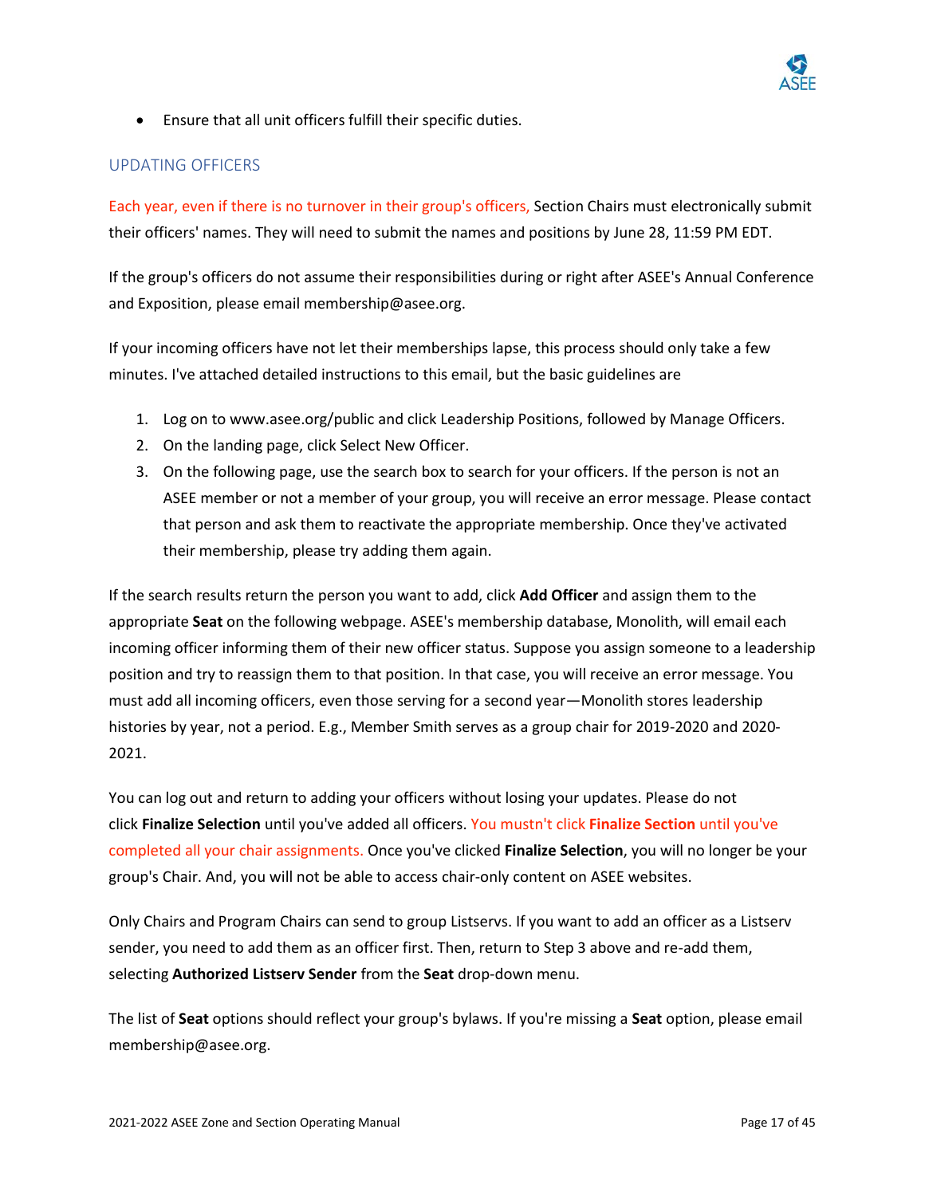- Ensure that all unit officers fulfill their specific duties.

## UPDATING OFFICERS

Each year, even if there is no turnover in their group's officers, Section Chairs must electronically submit their officers' names. They will need to submit the names and positions by June 28, 11:59 PM EDT.

If the group's officers do not assume their responsibilities during or right after ASEE's Annual Conference and Exposition, please email membership@asee.org.

If your incoming officers have not let their memberships lapse, this process should only take a few minutes. I've attached detailed instructions to this email, but the basic guidelines are

1. Log on to www.asee.org/public and click Leadership Positions, followed by Manage Officers.
2. On the landing page, click Select New Officer.
3. On the following page, use the search box to search for your officers. If the person is not an ASEE member or not a member of your group, you will receive an error message. Please contact that person and ask them to reactivate the appropriate membership. Once they've activated their membership, please try adding them again.

If the search results return the person you want to add, click **Add Officer** and assign them to the appropriate **Seat** on the following webpage. ASEE's membership database, Monolith, will email each incoming officer informing them of their new officer status. Suppose you assign someone to a leadership position and try to reassign them to that position. In that case, you will receive an error message. You must add all incoming officers, even those serving for a second year—Monolith stores leadership histories by year, not a period. E.g., Member Smith serves as a group chair for 2019-2020 and 2020-2021.

You can log out and return to adding your officers without losing your updates. Please do not click **Finalize Selection** until you've added all officers. You mustn't click **Finalize Section** until you've completed all your chair assignments. Once you've clicked **Finalize Selection**, you will no longer be your group's Chair. And, you will not be able to access chair-only content on ASEE websites.

Only Chairs and Program Chairs can send to group Listservs. If you want to add an officer as a Listserv sender, you need to add them as an officer first. Then, return to Step 3 above and re-add them, selecting **Authorized Listserv Sender** from the **Seat** drop-down menu.

The list of **Seat** options should reflect your group's bylaws. If you're missing a **Seat** option, please email membership@asee.org.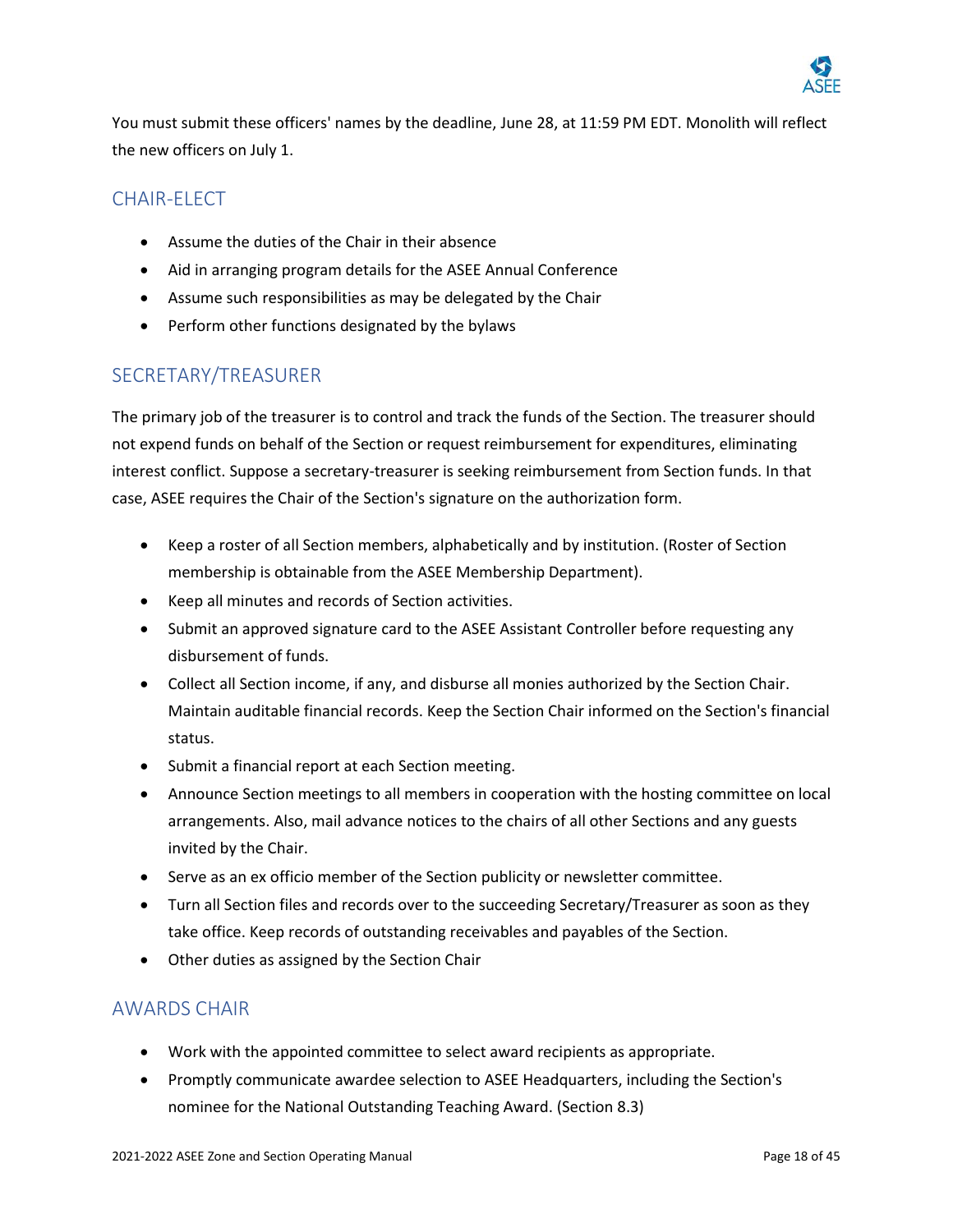You must submit these officers' names by the deadline, June 28, at 11:59 PM EDT. Monolith will reflect the new officers on July 1.

## CHAIR-ELECT

- Assume the duties of the Chair in their absence
- Aid in arranging program details for the ASEE Annual Conference
- Assume such responsibilities as may be delegated by the Chair
- Perform other functions designated by the bylaws

## SECRETARY/TREASURER

The primary job of the treasurer is to control and track the funds of the Section. The treasurer should not expend funds on behalf of the Section or request reimbursement for expenditures, eliminating interest conflict. Suppose a secretary-treasurer is seeking reimbursement from Section funds. In that case, ASEE requires the Chair of the Section's signature on the authorization form.

- Keep a roster of all Section members, alphabetically and by institution. (Roster of Section membership is obtainable from the ASEE Membership Department).
- Keep all minutes and records of Section activities.
- Submit an approved signature card to the ASEE Assistant Controller before requesting any disbursement of funds.
- Collect all Section income, if any, and disburse all monies authorized by the Section Chair. Maintain auditable financial records. Keep the Section Chair informed on the Section's financial status.
- Submit a financial report at each Section meeting.
- Announce Section meetings to all members in cooperation with the hosting committee on local arrangements. Also, mail advance notices to the chairs of all other Sections and any guests invited by the Chair.
- Serve as an ex officio member of the Section publicity or newsletter committee.
- Turn all Section files and records over to the succeeding Secretary/Treasurer as soon as they take office. Keep records of outstanding receivables and payables of the Section.
- Other duties as assigned by the Section Chair

## AWARDS CHAIR

- Work with the appointed committee to select award recipients as appropriate.
- Promptly communicate awardee selection to ASEE Headquarters, including the Section's nominee for the National Outstanding Teaching Award. (Section 8.3)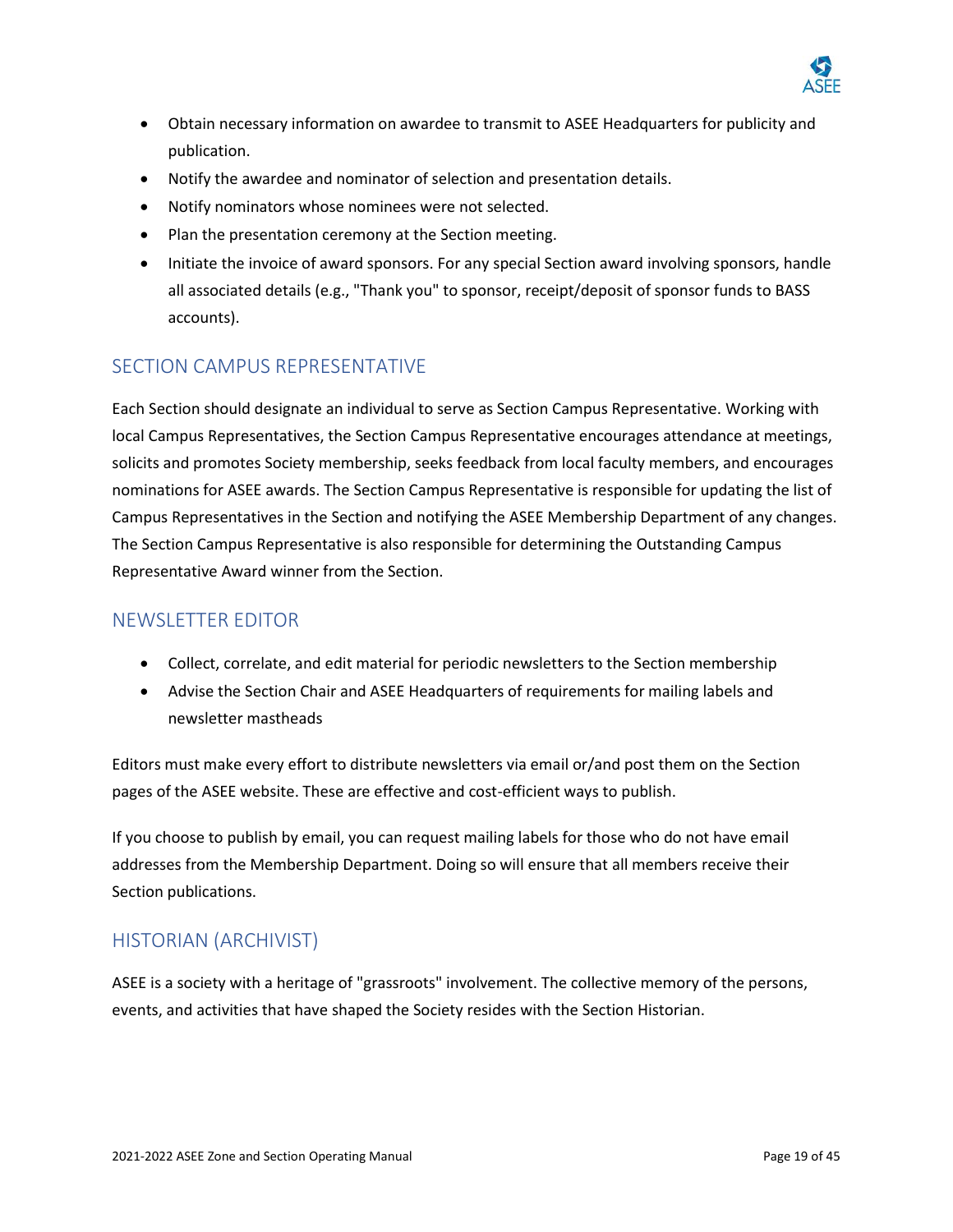- Obtain necessary information on awardee to transmit to ASEE Headquarters for publicity and publication.
- Notify the awardee and nominator of selection and presentation details.
- Notify nominators whose nominees were not selected.
- Plan the presentation ceremony at the Section meeting.
- Initiate the invoice of award sponsors. For any special Section award involving sponsors, handle all associated details (e.g., "Thank you" to sponsor, receipt/deposit of sponsor funds to BASS accounts).

## SECTION CAMPUS REPRESENTATIVE

Each Section should designate an individual to serve as Section Campus Representative. Working with local Campus Representatives, the Section Campus Representative encourages attendance at meetings, solicits and promotes Society membership, seeks feedback from local faculty members, and encourages nominations for ASEE awards. The Section Campus Representative is responsible for updating the list of Campus Representatives in the Section and notifying the ASEE Membership Department of any changes. The Section Campus Representative is also responsible for determining the Outstanding Campus Representative Award winner from the Section.

## NEWSLETTER EDITOR

- Collect, correlate, and edit material for periodic newsletters to the Section membership
- Advise the Section Chair and ASEE Headquarters of requirements for mailing labels and newsletter mastheads

Editors must make every effort to distribute newsletters via email or/and post them on the Section pages of the ASEE website. These are effective and cost-efficient ways to publish.

If you choose to publish by email, you can request mailing labels for those who do not have email addresses from the Membership Department. Doing so will ensure that all members receive their Section publications.

## HISTORIAN (ARCHIVIST)

ASEE is a society with a heritage of "grassroots" involvement. The collective memory of the persons, events, and activities that have shaped the Society resides with the Section Historian.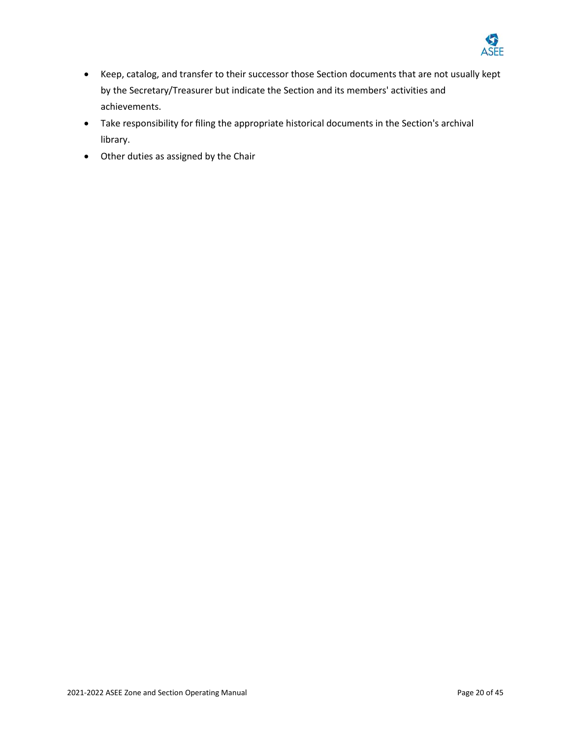- Keep, catalog, and transfer to their successor those Section documents that are not usually kept by the Secretary/Treasurer but indicate the Section and its members' activities and achievements.
- Take responsibility for filing the appropriate historical documents in the Section's archival library.
- Other duties as assigned by the Chair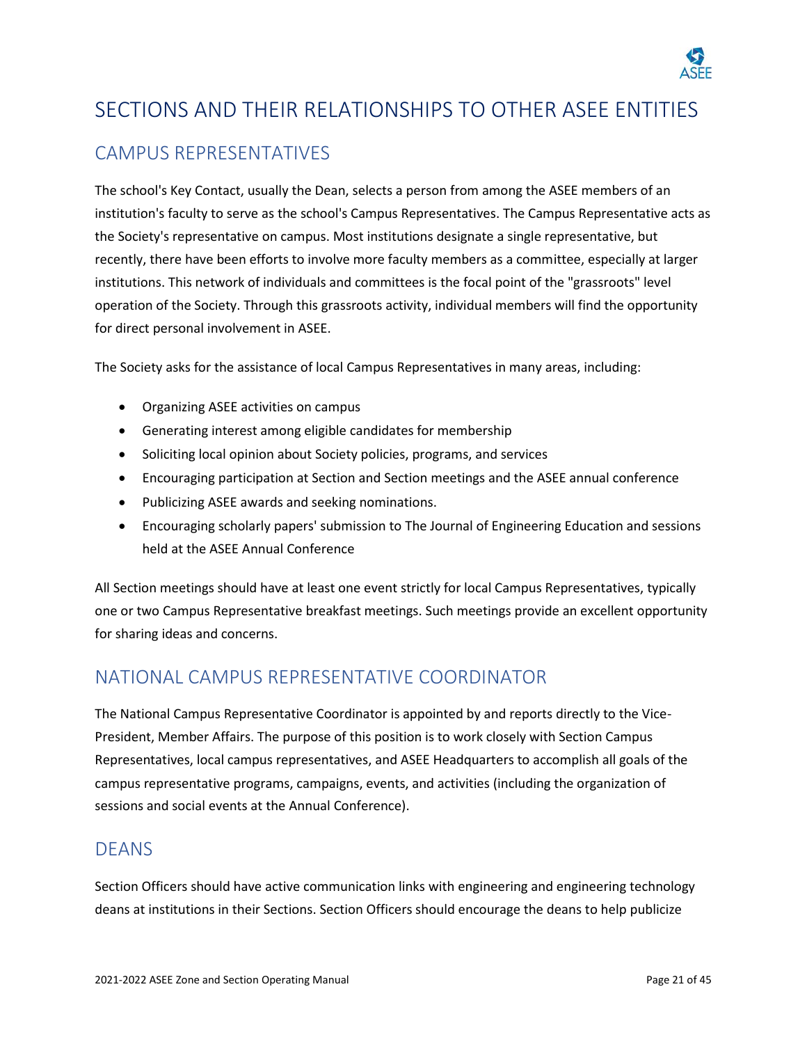# SECTIONS AND THEIR RELATIONSHIPS TO OTHER ASEE ENTITIES

## CAMPUS REPRESENTATIVES

The school's Key Contact, usually the Dean, selects a person from among the ASEE members of an institution's faculty to serve as the school's Campus Representatives. The Campus Representative acts as the Society's representative on campus. Most institutions designate a single representative, but recently, there have been efforts to involve more faculty members as a committee, especially at larger institutions. This network of individuals and committees is the focal point of the "grassroots" level operation of the Society. Through this grassroots activity, individual members will find the opportunity for direct personal involvement in ASEE.

The Society asks for the assistance of local Campus Representatives in many areas, including:

- Organizing ASEE activities on campus
- Generating interest among eligible candidates for membership
- Soliciting local opinion about Society policies, programs, and services
- Encouraging participation at Section and Section meetings and the ASEE annual conference
- Publicizing ASEE awards and seeking nominations.
- Encouraging scholarly papers' submission to The Journal of Engineering Education and sessions held at the ASEE Annual Conference

All Section meetings should have at least one event strictly for local Campus Representatives, typically one or two Campus Representative breakfast meetings. Such meetings provide an excellent opportunity for sharing ideas and concerns.

## NATIONAL CAMPUS REPRESENTATIVE COORDINATOR

The National Campus Representative Coordinator is appointed by and reports directly to the Vice-President, Member Affairs. The purpose of this position is to work closely with Section Campus Representatives, local campus representatives, and ASEE Headquarters to accomplish all goals of the campus representative programs, campaigns, events, and activities (including the organization of sessions and social events at the Annual Conference).

## DEANS

Section Officers should have active communication links with engineering and engineering technology deans at institutions in their Sections. Section Officers should encourage the deans to help publicize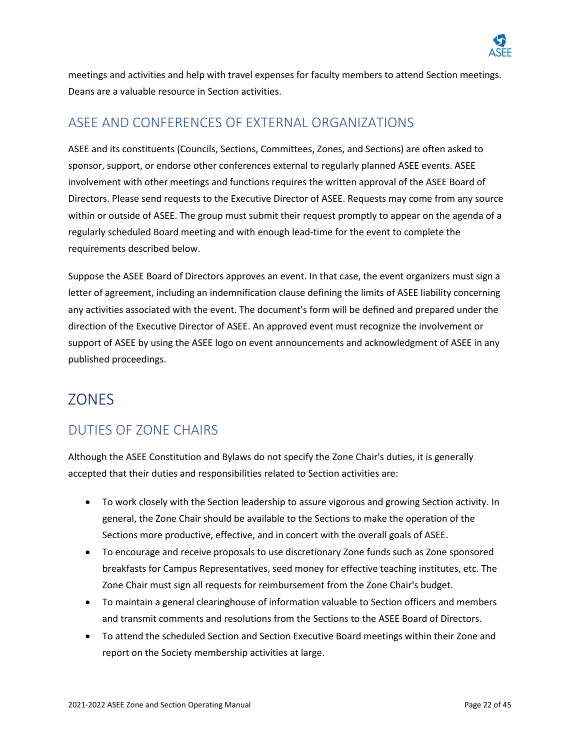meetings and activities and help with travel expenses for faculty members to attend Section meetings. Deans are a valuable resource in Section activities.

## ASEE AND CONFERENCES OF EXTERNAL ORGANIZATIONS

ASEE and its constituents (Councils, Sections, Committees, Zones, and Sections) are often asked to sponsor, support, or endorse other conferences external to regularly planned ASEE events. ASEE involvement with other meetings and functions requires the written approval of the ASEE Board of Directors. Please send requests to the Executive Director of ASEE. Requests may come from any source within or outside of ASEE. The group must submit their request promptly to appear on the agenda of a regularly scheduled Board meeting and with enough lead-time for the event to complete the requirements described below.

Suppose the ASEE Board of Directors approves an event. In that case, the event organizers must sign a letter of agreement, including an indemnification clause defining the limits of ASEE liability concerning any activities associated with the event. The document's form will be defined and prepared under the direction of the Executive Director of ASEE. An approved event must recognize the involvement or support of ASEE by using the ASEE logo on event announcements and acknowledgment of ASEE in any published proceedings.

# ZONES

## DUTIES OF ZONE CHAIRS

Although the ASEE Constitution and Bylaws do not specify the Zone Chair's duties, it is generally accepted that their duties and responsibilities related to Section activities are:

- To work closely with the Section leadership to assure vigorous and growing Section activity. In general, the Zone Chair should be available to the Sections to make the operation of the Sections more productive, effective, and in concert with the overall goals of ASEE.
- To encourage and receive proposals to use discretionary Zone funds such as Zone sponsored breakfasts for Campus Representatives, seed money for effective teaching institutes, etc. The Zone Chair must sign all requests for reimbursement from the Zone Chair's budget.
- To maintain a general clearinghouse of information valuable to Section officers and members and transmit comments and resolutions from the Sections to the ASEE Board of Directors.
- To attend the scheduled Section and Section Executive Board meetings within their Zone and report on the Society membership activities at large.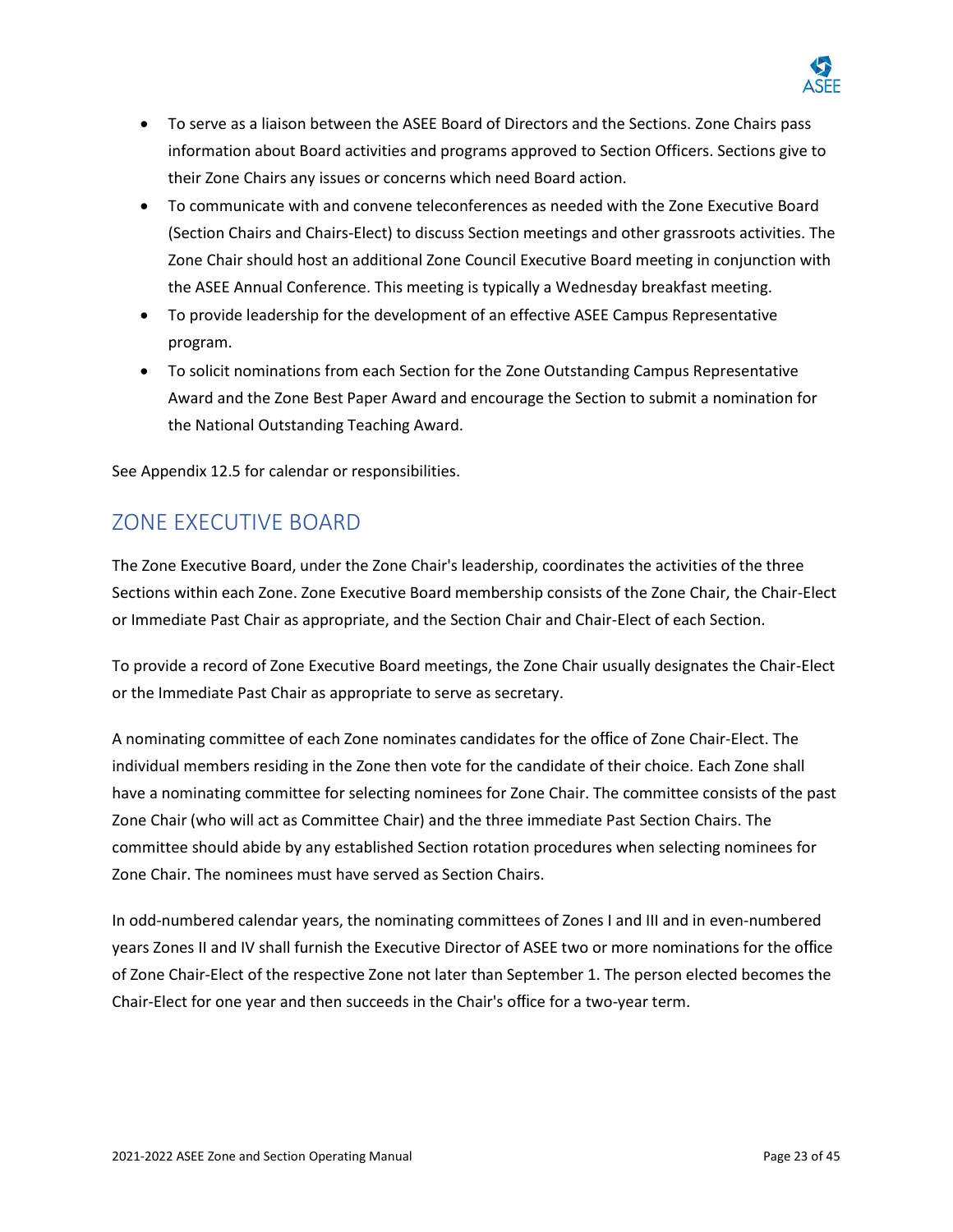- To serve as a liaison between the ASEE Board of Directors and the Sections. Zone Chairs pass information about Board activities and programs approved to Section Officers. Sections give to their Zone Chairs any issues or concerns which need Board action.
- To communicate with and convene teleconferences as needed with the Zone Executive Board (Section Chairs and Chairs-Elect) to discuss Section meetings and other grassroots activities. The Zone Chair should host an additional Zone Council Executive Board meeting in conjunction with the ASEE Annual Conference. This meeting is typically a Wednesday breakfast meeting.
- To provide leadership for the development of an effective ASEE Campus Representative program.
- To solicit nominations from each Section for the Zone Outstanding Campus Representative Award and the Zone Best Paper Award and encourage the Section to submit a nomination for the National Outstanding Teaching Award.

See Appendix 12.5 for calendar or responsibilities.

## ZONE EXECUTIVE BOARD

The Zone Executive Board, under the Zone Chair's leadership, coordinates the activities of the three Sections within each Zone. Zone Executive Board membership consists of the Zone Chair, the Chair-Elect or Immediate Past Chair as appropriate, and the Section Chair and Chair-Elect of each Section.

To provide a record of Zone Executive Board meetings, the Zone Chair usually designates the Chair-Elect or the Immediate Past Chair as appropriate to serve as secretary.

A nominating committee of each Zone nominates candidates for the office of Zone Chair-Elect. The individual members residing in the Zone then vote for the candidate of their choice. Each Zone shall have a nominating committee for selecting nominees for Zone Chair. The committee consists of the past Zone Chair (who will act as Committee Chair) and the three immediate Past Section Chairs. The committee should abide by any established Section rotation procedures when selecting nominees for Zone Chair. The nominees must have served as Section Chairs.

In odd-numbered calendar years, the nominating committees of Zones I and III and in even-numbered years Zones II and IV shall furnish the Executive Director of ASEE two or more nominations for the office of Zone Chair-Elect of the respective Zone not later than September 1. The person elected becomes the Chair-Elect for one year and then succeeds in the Chair's office for a two-year term.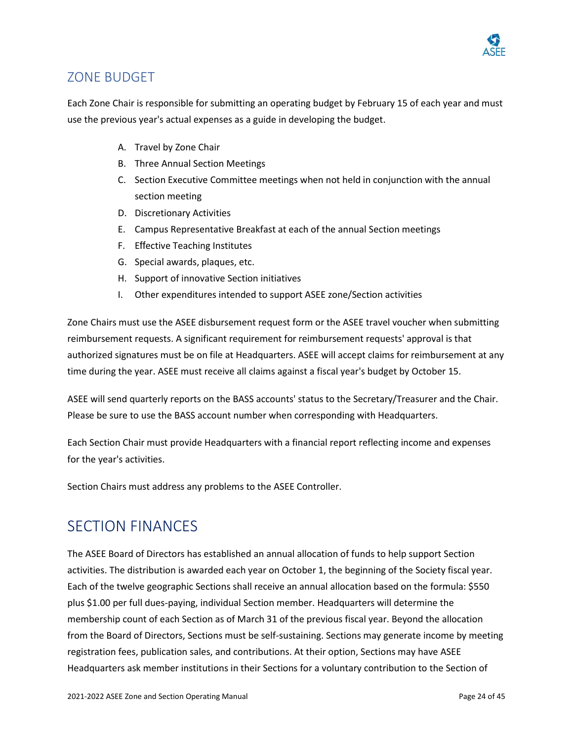## ZONE BUDGET

Each Zone Chair is responsible for submitting an operating budget by February 15 of each year and must use the previous year's actual expenses as a guide in developing the budget.

A. Travel by Zone Chair
B. Three Annual Section Meetings
C. Section Executive Committee meetings when not held in conjunction with the annual section meeting
D. Discretionary Activities
E. Campus Representative Breakfast at each of the annual Section meetings
F. Effective Teaching Institutes
G. Special awards, plaques, etc.
H. Support of innovative Section initiatives
I. Other expenditures intended to support ASEE zone/Section activities

Zone Chairs must use the ASEE disbursement request form or the ASEE travel voucher when submitting reimbursement requests. A significant requirement for reimbursement requests' approval is that authorized signatures must be on file at Headquarters. ASEE will accept claims for reimbursement at any time during the year. ASEE must receive all claims against a fiscal year's budget by October 15.

ASEE will send quarterly reports on the BASS accounts' status to the Secretary/Treasurer and the Chair. Please be sure to use the BASS account number when corresponding with Headquarters.

Each Section Chair must provide Headquarters with a financial report reflecting income and expenses for the year's activities.

Section Chairs must address any problems to the ASEE Controller.

# SECTION FINANCES

The ASEE Board of Directors has established an annual allocation of funds to help support Section activities. The distribution is awarded each year on October 1, the beginning of the Society fiscal year. Each of the twelve geographic Sections shall receive an annual allocation based on the formula: $550 plus $1.00 per full dues-paying, individual Section member. Headquarters will determine the membership count of each Section as of March 31 of the previous fiscal year. Beyond the allocation from the Board of Directors, Sections must be self-sustaining. Sections may generate income by meeting registration fees, publication sales, and contributions. At their option, Sections may have ASEE Headquarters ask member institutions in their Sections for a voluntary contribution to the Section of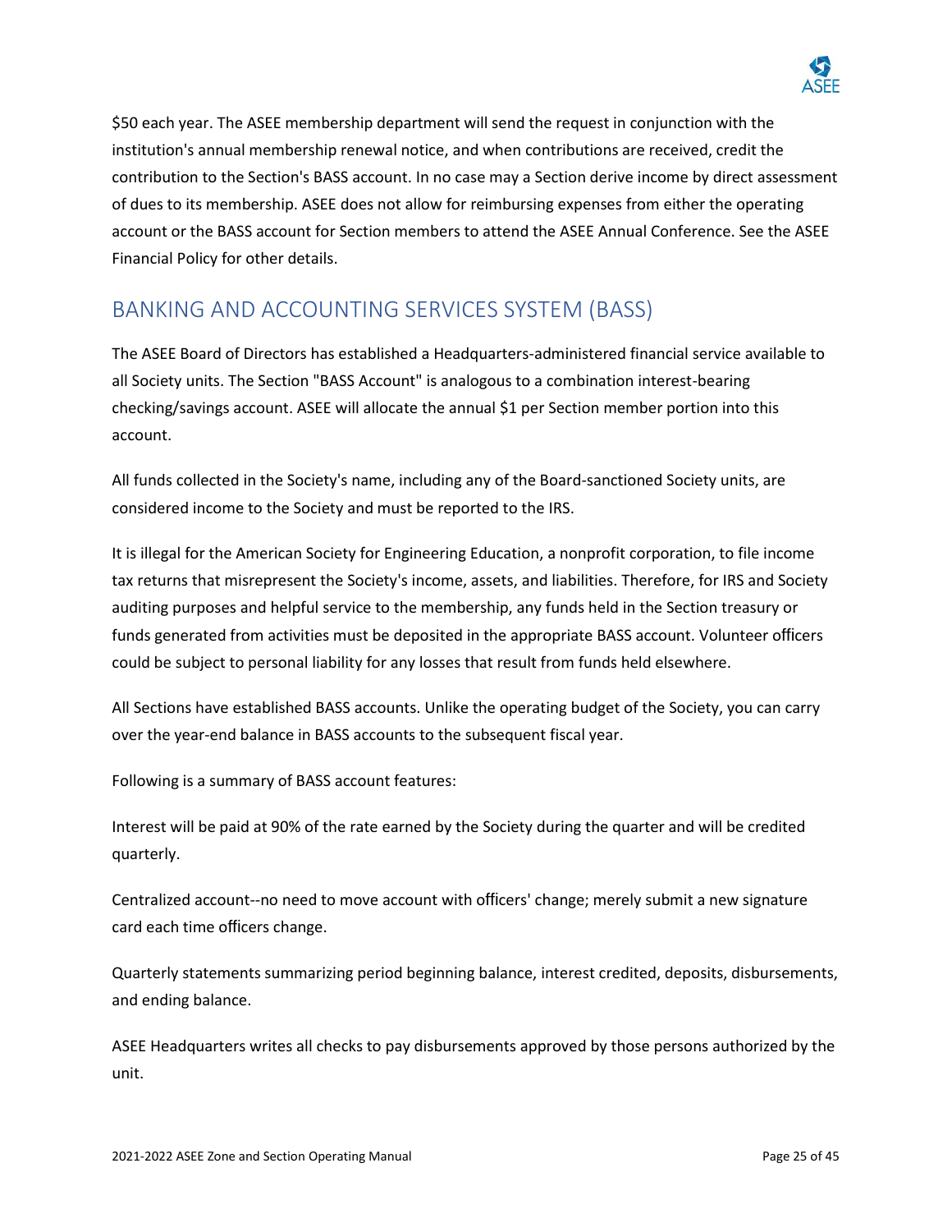$50 each year. The ASEE membership department will send the request in conjunction with the institution's annual membership renewal notice, and when contributions are received, credit the contribution to the Section's BASS account. In no case may a Section derive income by direct assessment of dues to its membership. ASEE does not allow for reimbursing expenses from either the operating account or the BASS account for Section members to attend the ASEE Annual Conference. See the ASEE Financial Policy for other details.

## BANKING AND ACCOUNTING SERVICES SYSTEM (BASS)

The ASEE Board of Directors has established a Headquarters-administered financial service available to all Society units. The Section "BASS Account" is analogous to a combination interest-bearing checking/savings account. ASEE will allocate the annual $1 per Section member portion into this account.

All funds collected in the Society's name, including any of the Board-sanctioned Society units, are considered income to the Society and must be reported to the IRS.

It is illegal for the American Society for Engineering Education, a nonprofit corporation, to file income tax returns that misrepresent the Society's income, assets, and liabilities. Therefore, for IRS and Society auditing purposes and helpful service to the membership, any funds held in the Section treasury or funds generated from activities must be deposited in the appropriate BASS account. Volunteer officers could be subject to personal liability for any losses that result from funds held elsewhere.

All Sections have established BASS accounts. Unlike the operating budget of the Society, you can carry over the year-end balance in BASS accounts to the subsequent fiscal year.

Following is a summary of BASS account features:

Interest will be paid at 90% of the rate earned by the Society during the quarter and will be credited quarterly.

Centralized account--no need to move account with officers' change; merely submit a new signature card each time officers change.

Quarterly statements summarizing period beginning balance, interest credited, deposits, disbursements, and ending balance.

ASEE Headquarters writes all checks to pay disbursements approved by those persons authorized by the unit.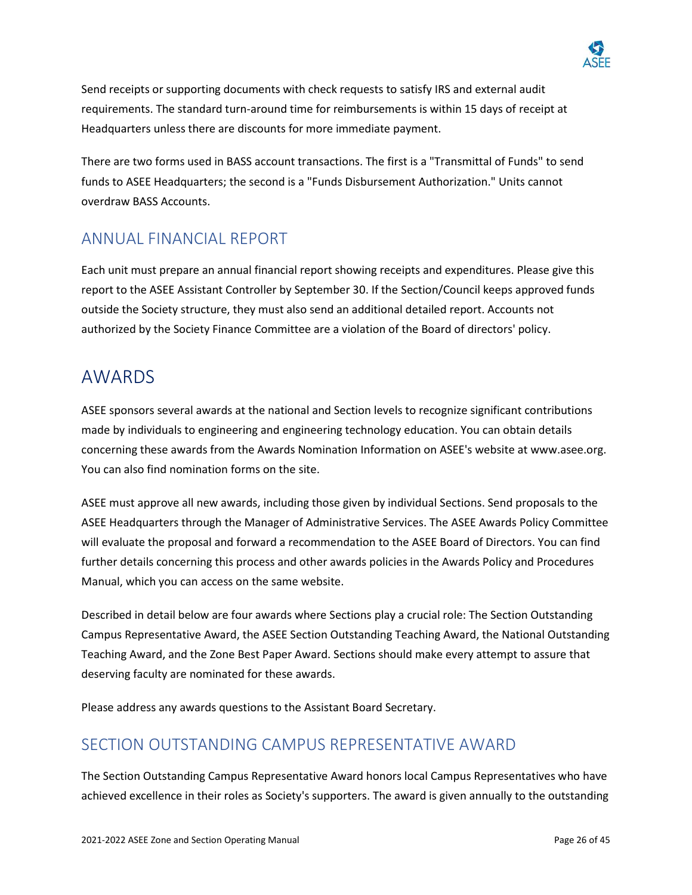Send receipts or supporting documents with check requests to satisfy IRS and external audit requirements. The standard turn-around time for reimbursements is within 15 days of receipt at Headquarters unless there are discounts for more immediate payment.

There are two forms used in BASS account transactions. The first is a "Transmittal of Funds" to send funds to ASEE Headquarters; the second is a "Funds Disbursement Authorization." Units cannot overdraw BASS Accounts.

## ANNUAL FINANCIAL REPORT

Each unit must prepare an annual financial report showing receipts and expenditures. Please give this report to the ASEE Assistant Controller by September 30. If the Section/Council keeps approved funds outside the Society structure, they must also send an additional detailed report. Accounts not authorized by the Society Finance Committee are a violation of the Board of directors' policy.

# AWARDS

ASEE sponsors several awards at the national and Section levels to recognize significant contributions made by individuals to engineering and engineering technology education. You can obtain details concerning these awards from the Awards Nomination Information on ASEE's website at www.asee.org. You can also find nomination forms on the site.

ASEE must approve all new awards, including those given by individual Sections. Send proposals to the ASEE Headquarters through the Manager of Administrative Services. The ASEE Awards Policy Committee will evaluate the proposal and forward a recommendation to the ASEE Board of Directors. You can find further details concerning this process and other awards policies in the Awards Policy and Procedures Manual, which you can access on the same website.

Described in detail below are four awards where Sections play a crucial role: The Section Outstanding Campus Representative Award, the ASEE Section Outstanding Teaching Award, the National Outstanding Teaching Award, and the Zone Best Paper Award. Sections should make every attempt to assure that deserving faculty are nominated for these awards.

Please address any awards questions to the Assistant Board Secretary.

## SECTION OUTSTANDING CAMPUS REPRESENTATIVE AWARD

The Section Outstanding Campus Representative Award honors local Campus Representatives who have achieved excellence in their roles as Society's supporters. The award is given annually to the outstanding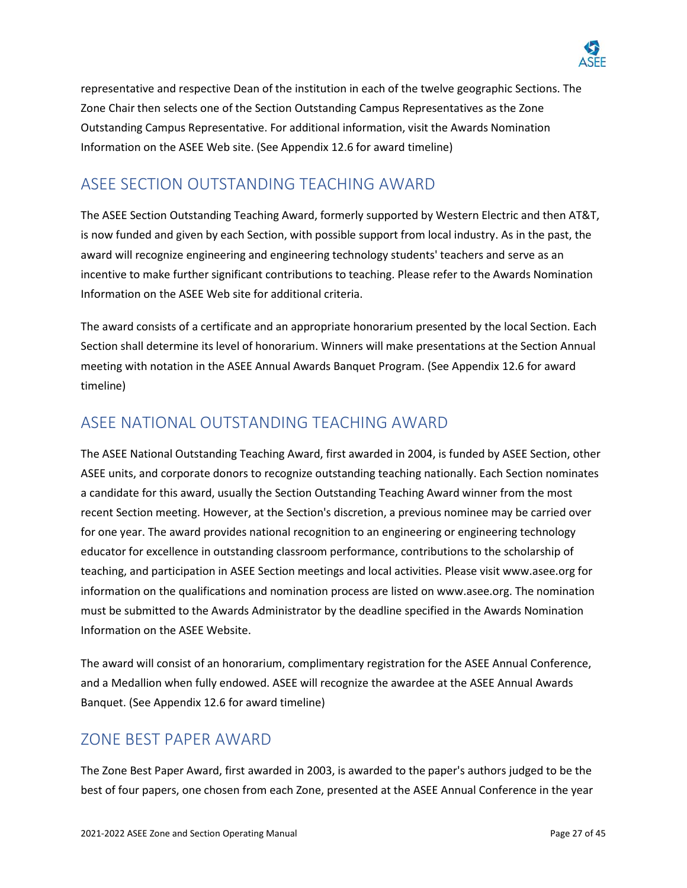representative and respective Dean of the institution in each of the twelve geographic Sections. The Zone Chair then selects one of the Section Outstanding Campus Representatives as the Zone Outstanding Campus Representative. For additional information, visit the Awards Nomination Information on the ASEE Web site. (See Appendix 12.6 for award timeline)

## ASEE SECTION OUTSTANDING TEACHING AWARD

The ASEE Section Outstanding Teaching Award, formerly supported by Western Electric and then AT&T, is now funded and given by each Section, with possible support from local industry. As in the past, the award will recognize engineering and engineering technology students' teachers and serve as an incentive to make further significant contributions to teaching. Please refer to the Awards Nomination Information on the ASEE Web site for additional criteria.

The award consists of a certificate and an appropriate honorarium presented by the local Section. Each Section shall determine its level of honorarium. Winners will make presentations at the Section Annual meeting with notation in the ASEE Annual Awards Banquet Program. (See Appendix 12.6 for award timeline)

## ASEE NATIONAL OUTSTANDING TEACHING AWARD

The ASEE National Outstanding Teaching Award, first awarded in 2004, is funded by ASEE Section, other ASEE units, and corporate donors to recognize outstanding teaching nationally. Each Section nominates a candidate for this award, usually the Section Outstanding Teaching Award winner from the most recent Section meeting. However, at the Section's discretion, a previous nominee may be carried over for one year. The award provides national recognition to an engineering or engineering technology educator for excellence in outstanding classroom performance, contributions to the scholarship of teaching, and participation in ASEE Section meetings and local activities. Please visit www.asee.org for information on the qualifications and nomination process are listed on www.asee.org. The nomination must be submitted to the Awards Administrator by the deadline specified in the Awards Nomination Information on the ASEE Website.

The award will consist of an honorarium, complimentary registration for the ASEE Annual Conference, and a Medallion when fully endowed. ASEE will recognize the awardee at the ASEE Annual Awards Banquet. (See Appendix 12.6 for award timeline)

## ZONE BEST PAPER AWARD

The Zone Best Paper Award, first awarded in 2003, is awarded to the paper's authors judged to be the best of four papers, one chosen from each Zone, presented at the ASEE Annual Conference in the year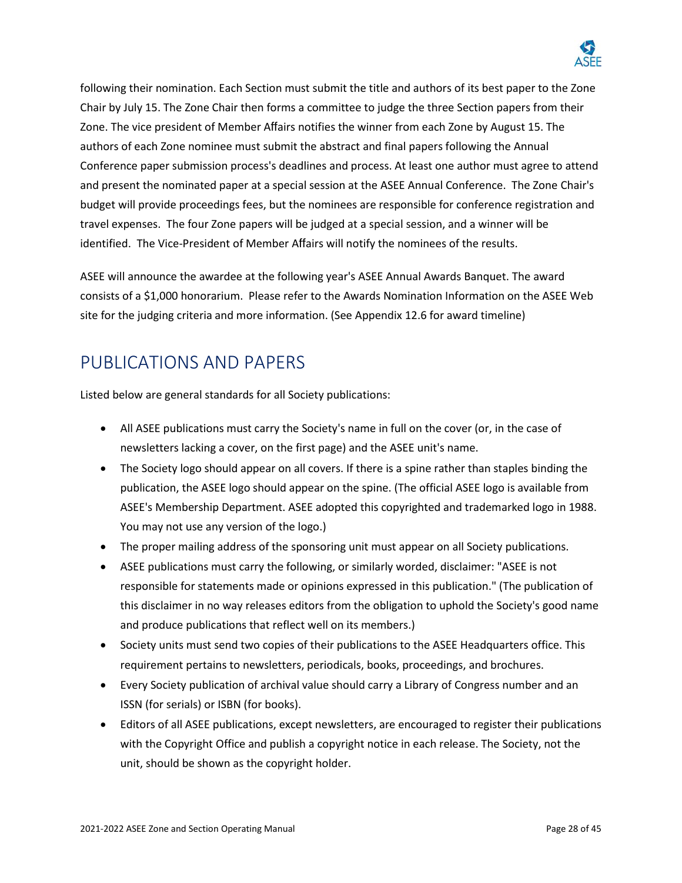following their nomination. Each Section must submit the title and authors of its best paper to the Zone Chair by July 15. The Zone Chair then forms a committee to judge the three Section papers from their Zone. The vice president of Member Affairs notifies the winner from each Zone by August 15. The authors of each Zone nominee must submit the abstract and final papers following the Annual Conference paper submission process's deadlines and process. At least one author must agree to attend and present the nominated paper at a special session at the ASEE Annual Conference. The Zone Chair's budget will provide proceedings fees, but the nominees are responsible for conference registration and travel expenses. The four Zone papers will be judged at a special session, and a winner will be identified. The Vice-President of Member Affairs will notify the nominees of the results.

ASEE will announce the awardee at the following year's ASEE Annual Awards Banquet. The award consists of a $1,000 honorarium. Please refer to the Awards Nomination Information on the ASEE Web site for the judging criteria and more information. (See Appendix 12.6 for award timeline)

# PUBLICATIONS AND PAPERS

Listed below are general standards for all Society publications:

- All ASEE publications must carry the Society's name in full on the cover (or, in the case of newsletters lacking a cover, on the first page) and the ASEE unit's name.
- The Society logo should appear on all covers. If there is a spine rather than staples binding the publication, the ASEE logo should appear on the spine. (The official ASEE logo is available from ASEE's Membership Department. ASEE adopted this copyrighted and trademarked logo in 1988. You may not use any version of the logo.)
- The proper mailing address of the sponsoring unit must appear on all Society publications.
- ASEE publications must carry the following, or similarly worded, disclaimer: "ASEE is not responsible for statements made or opinions expressed in this publication." (The publication of this disclaimer in no way releases editors from the obligation to uphold the Society's good name and produce publications that reflect well on its members.)
- Society units must send two copies of their publications to the ASEE Headquarters office. This requirement pertains to newsletters, periodicals, books, proceedings, and brochures.
- Every Society publication of archival value should carry a Library of Congress number and an ISSN (for serials) or ISBN (for books).
- Editors of all ASEE publications, except newsletters, are encouraged to register their publications with the Copyright Office and publish a copyright notice in each release. The Society, not the unit, should be shown as the copyright holder.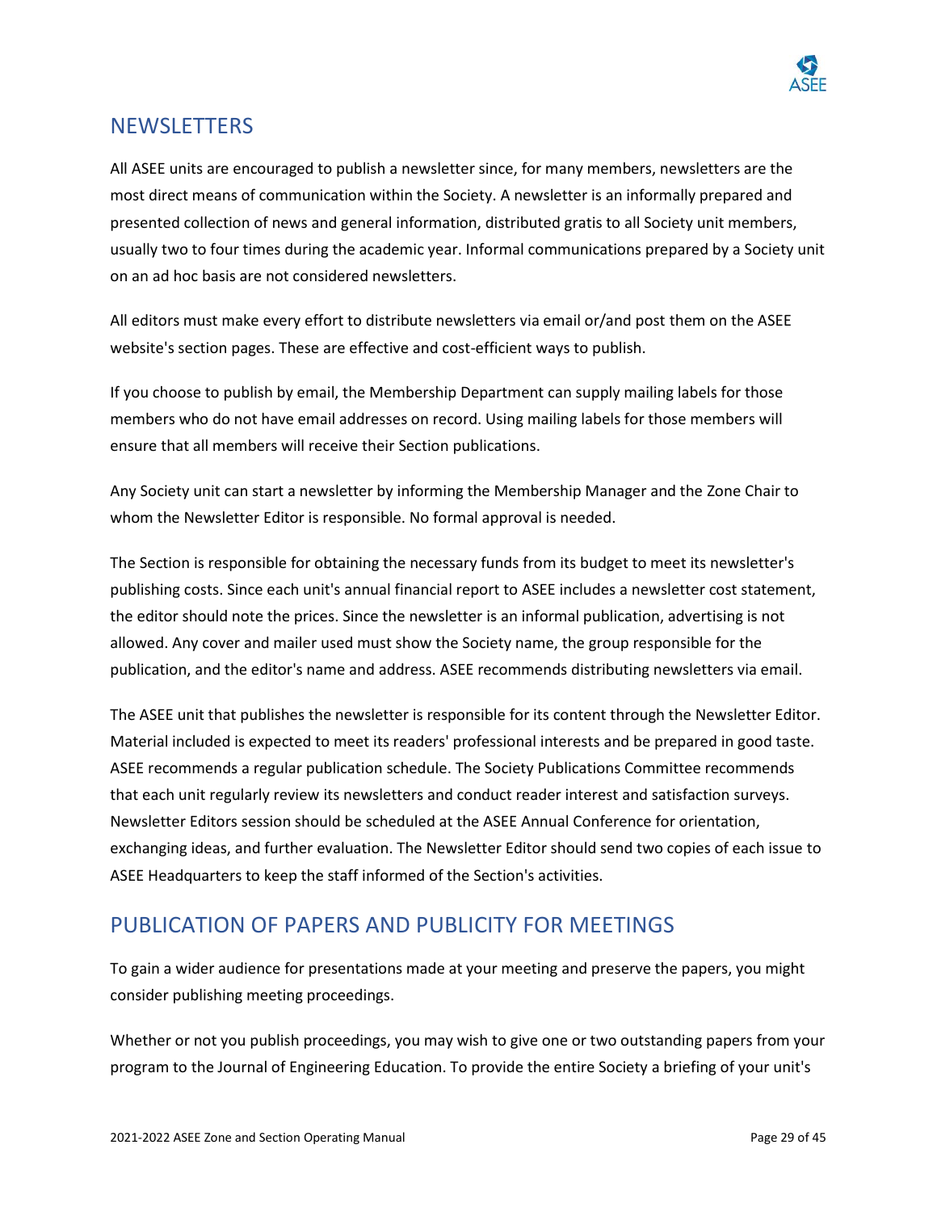## NEWSLETTERS

All ASEE units are encouraged to publish a newsletter since, for many members, newsletters are the most direct means of communication within the Society. A newsletter is an informally prepared and presented collection of news and general information, distributed gratis to all Society unit members, usually two to four times during the academic year. Informal communications prepared by a Society unit on an ad hoc basis are not considered newsletters.

All editors must make every effort to distribute newsletters via email or/and post them on the ASEE website's section pages. These are effective and cost-efficient ways to publish.

If you choose to publish by email, the Membership Department can supply mailing labels for those members who do not have email addresses on record. Using mailing labels for those members will ensure that all members will receive their Section publications.

Any Society unit can start a newsletter by informing the Membership Manager and the Zone Chair to whom the Newsletter Editor is responsible. No formal approval is needed.

The Section is responsible for obtaining the necessary funds from its budget to meet its newsletter's publishing costs. Since each unit's annual financial report to ASEE includes a newsletter cost statement, the editor should note the prices. Since the newsletter is an informal publication, advertising is not allowed. Any cover and mailer used must show the Society name, the group responsible for the publication, and the editor's name and address. ASEE recommends distributing newsletters via email.

The ASEE unit that publishes the newsletter is responsible for its content through the Newsletter Editor. Material included is expected to meet its readers' professional interests and be prepared in good taste. ASEE recommends a regular publication schedule. The Society Publications Committee recommends that each unit regularly review its newsletters and conduct reader interest and satisfaction surveys. Newsletter Editors session should be scheduled at the ASEE Annual Conference for orientation, exchanging ideas, and further evaluation. The Newsletter Editor should send two copies of each issue to ASEE Headquarters to keep the staff informed of the Section's activities.

## PUBLICATION OF PAPERS AND PUBLICITY FOR MEETINGS

To gain a wider audience for presentations made at your meeting and preserve the papers, you might consider publishing meeting proceedings.

Whether or not you publish proceedings, you may wish to give one or two outstanding papers from your program to the Journal of Engineering Education. To provide the entire Society a briefing of your unit's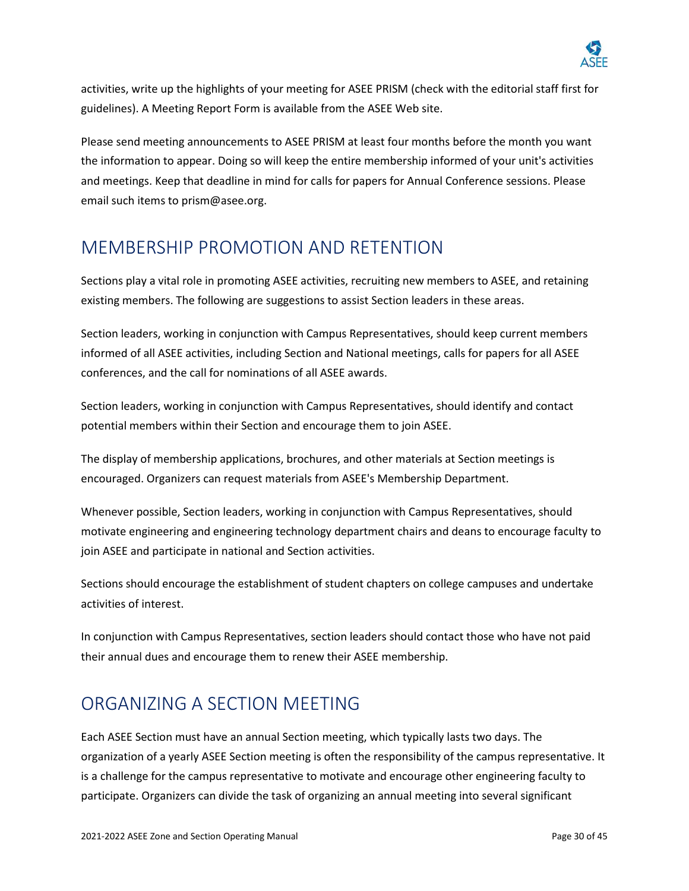activities, write up the highlights of your meeting for ASEE PRISM (check with the editorial staff first for guidelines). A Meeting Report Form is available from the ASEE Web site.

Please send meeting announcements to ASEE PRISM at least four months before the month you want the information to appear. Doing so will keep the entire membership informed of your unit's activities and meetings. Keep that deadline in mind for calls for papers for Annual Conference sessions. Please email such items to prism@asee.org.

## MEMBERSHIP PROMOTION AND RETENTION

Sections play a vital role in promoting ASEE activities, recruiting new members to ASEE, and retaining existing members. The following are suggestions to assist Section leaders in these areas.

Section leaders, working in conjunction with Campus Representatives, should keep current members informed of all ASEE activities, including Section and National meetings, calls for papers for all ASEE conferences, and the call for nominations of all ASEE awards.

Section leaders, working in conjunction with Campus Representatives, should identify and contact potential members within their Section and encourage them to join ASEE.

The display of membership applications, brochures, and other materials at Section meetings is encouraged. Organizers can request materials from ASEE's Membership Department.

Whenever possible, Section leaders, working in conjunction with Campus Representatives, should motivate engineering and engineering technology department chairs and deans to encourage faculty to join ASEE and participate in national and Section activities.

Sections should encourage the establishment of student chapters on college campuses and undertake activities of interest.

In conjunction with Campus Representatives, section leaders should contact those who have not paid their annual dues and encourage them to renew their ASEE membership.

## ORGANIZING A SECTION MEETING

Each ASEE Section must have an annual Section meeting, which typically lasts two days. The organization of a yearly ASEE Section meeting is often the responsibility of the campus representative. It is a challenge for the campus representative to motivate and encourage other engineering faculty to participate. Organizers can divide the task of organizing an annual meeting into several significant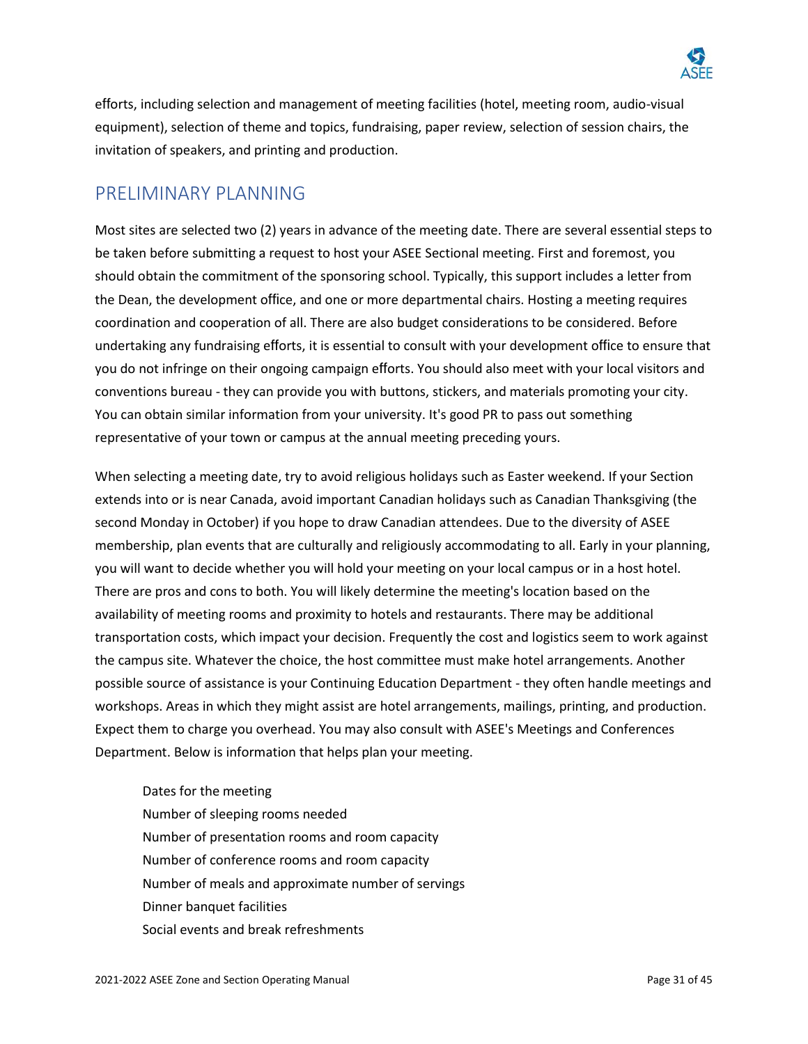efforts, including selection and management of meeting facilities (hotel, meeting room, audio-visual equipment), selection of theme and topics, fundraising, paper review, selection of session chairs, the invitation of speakers, and printing and production.

## PRELIMINARY PLANNING

Most sites are selected two (2) years in advance of the meeting date. There are several essential steps to be taken before submitting a request to host your ASEE Sectional meeting. First and foremost, you should obtain the commitment of the sponsoring school. Typically, this support includes a letter from the Dean, the development office, and one or more departmental chairs. Hosting a meeting requires coordination and cooperation of all. There are also budget considerations to be considered. Before undertaking any fundraising efforts, it is essential to consult with your development office to ensure that you do not infringe on their ongoing campaign efforts. You should also meet with your local visitors and conventions bureau - they can provide you with buttons, stickers, and materials promoting your city. You can obtain similar information from your university. It's good PR to pass out something representative of your town or campus at the annual meeting preceding yours.

When selecting a meeting date, try to avoid religious holidays such as Easter weekend. If your Section extends into or is near Canada, avoid important Canadian holidays such as Canadian Thanksgiving (the second Monday in October) if you hope to draw Canadian attendees. Due to the diversity of ASEE membership, plan events that are culturally and religiously accommodating to all. Early in your planning, you will want to decide whether you will hold your meeting on your local campus or in a host hotel. There are pros and cons to both. You will likely determine the meeting's location based on the availability of meeting rooms and proximity to hotels and restaurants. There may be additional transportation costs, which impact your decision. Frequently the cost and logistics seem to work against the campus site. Whatever the choice, the host committee must make hotel arrangements. Another possible source of assistance is your Continuing Education Department - they often handle meetings and workshops. Areas in which they might assist are hotel arrangements, mailings, printing, and production. Expect them to charge you overhead. You may also consult with ASEE's Meetings and Conferences Department. Below is information that helps plan your meeting.

- Dates for the meeting
- Number of sleeping rooms needed
- Number of presentation rooms and room capacity
- Number of conference rooms and room capacity
- Number of meals and approximate number of servings
- Dinner banquet facilities
- Social events and break refreshments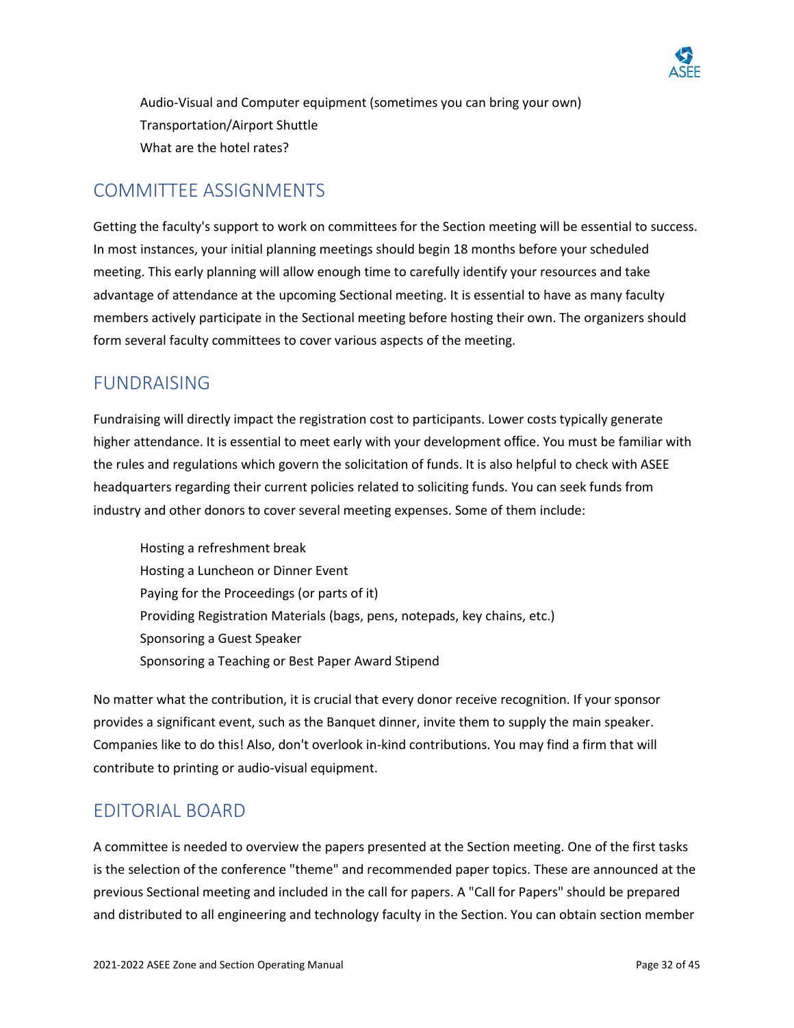Audio-Visual and Computer equipment (sometimes you can bring your own)
Transportation/Airport Shuttle
What are the hotel rates?

## COMMITTEE ASSIGNMENTS

Getting the faculty's support to work on committees for the Section meeting will be essential to success. In most instances, your initial planning meetings should begin 18 months before your scheduled meeting. This early planning will allow enough time to carefully identify your resources and take advantage of attendance at the upcoming Sectional meeting. It is essential to have as many faculty members actively participate in the Sectional meeting before hosting their own. The organizers should form several faculty committees to cover various aspects of the meeting.

## FUNDRAISING

Fundraising will directly impact the registration cost to participants. Lower costs typically generate higher attendance. It is essential to meet early with your development office. You must be familiar with the rules and regulations which govern the solicitation of funds. It is also helpful to check with ASEE headquarters regarding their current policies related to soliciting funds. You can seek funds from industry and other donors to cover several meeting expenses. Some of them include:

Hosting a refreshment break
Hosting a Luncheon or Dinner Event
Paying for the Proceedings (or parts of it)
Providing Registration Materials (bags, pens, notepads, key chains, etc.)
Sponsoring a Guest Speaker
Sponsoring a Teaching or Best Paper Award Stipend

No matter what the contribution, it is crucial that every donor receive recognition. If your sponsor provides a significant event, such as the Banquet dinner, invite them to supply the main speaker. Companies like to do this! Also, don't overlook in-kind contributions. You may find a firm that will contribute to printing or audio-visual equipment.

## EDITORIAL BOARD

A committee is needed to overview the papers presented at the Section meeting. One of the first tasks is the selection of the conference "theme" and recommended paper topics. These are announced at the previous Sectional meeting and included in the call for papers. A "Call for Papers" should be prepared and distributed to all engineering and technology faculty in the Section. You can obtain section member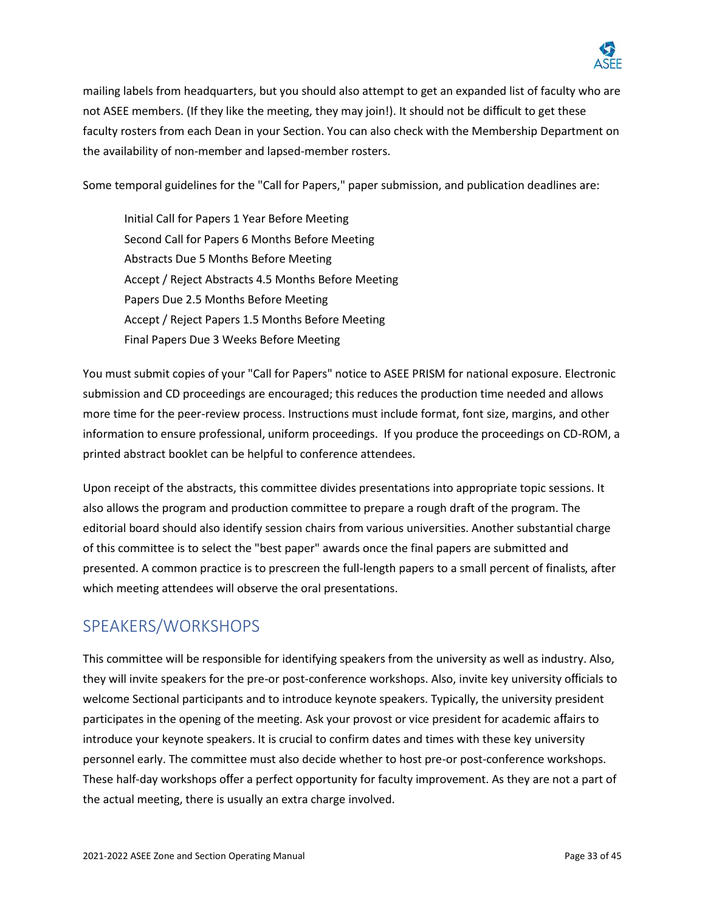mailing labels from headquarters, but you should also attempt to get an expanded list of faculty who are not ASEE members. (If they like the meeting, they may join!). It should not be difficult to get these faculty rosters from each Dean in your Section. You can also check with the Membership Department on the availability of non-member and lapsed-member rosters.

Some temporal guidelines for the "Call for Papers," paper submission, and publication deadlines are:

Initial Call for Papers 1 Year Before Meeting
Second Call for Papers 6 Months Before Meeting
Abstracts Due 5 Months Before Meeting
Accept / Reject Abstracts 4.5 Months Before Meeting
Papers Due 2.5 Months Before Meeting
Accept / Reject Papers 1.5 Months Before Meeting
Final Papers Due 3 Weeks Before Meeting

You must submit copies of your "Call for Papers" notice to ASEE PRISM for national exposure. Electronic submission and CD proceedings are encouraged; this reduces the production time needed and allows more time for the peer-review process. Instructions must include format, font size, margins, and other information to ensure professional, uniform proceedings. If you produce the proceedings on CD-ROM, a printed abstract booklet can be helpful to conference attendees.

Upon receipt of the abstracts, this committee divides presentations into appropriate topic sessions. It also allows the program and production committee to prepare a rough draft of the program. The editorial board should also identify session chairs from various universities. Another substantial charge of this committee is to select the "best paper" awards once the final papers are submitted and presented. A common practice is to prescreen the full-length papers to a small percent of finalists, after which meeting attendees will observe the oral presentations.

## SPEAKERS/WORKSHOPS

This committee will be responsible for identifying speakers from the university as well as industry. Also, they will invite speakers for the pre-or post-conference workshops. Also, invite key university officials to welcome Sectional participants and to introduce keynote speakers. Typically, the university president participates in the opening of the meeting. Ask your provost or vice president for academic affairs to introduce your keynote speakers. It is crucial to confirm dates and times with these key university personnel early. The committee must also decide whether to host pre-or post-conference workshops. These half-day workshops offer a perfect opportunity for faculty improvement. As they are not a part of the actual meeting, there is usually an extra charge involved.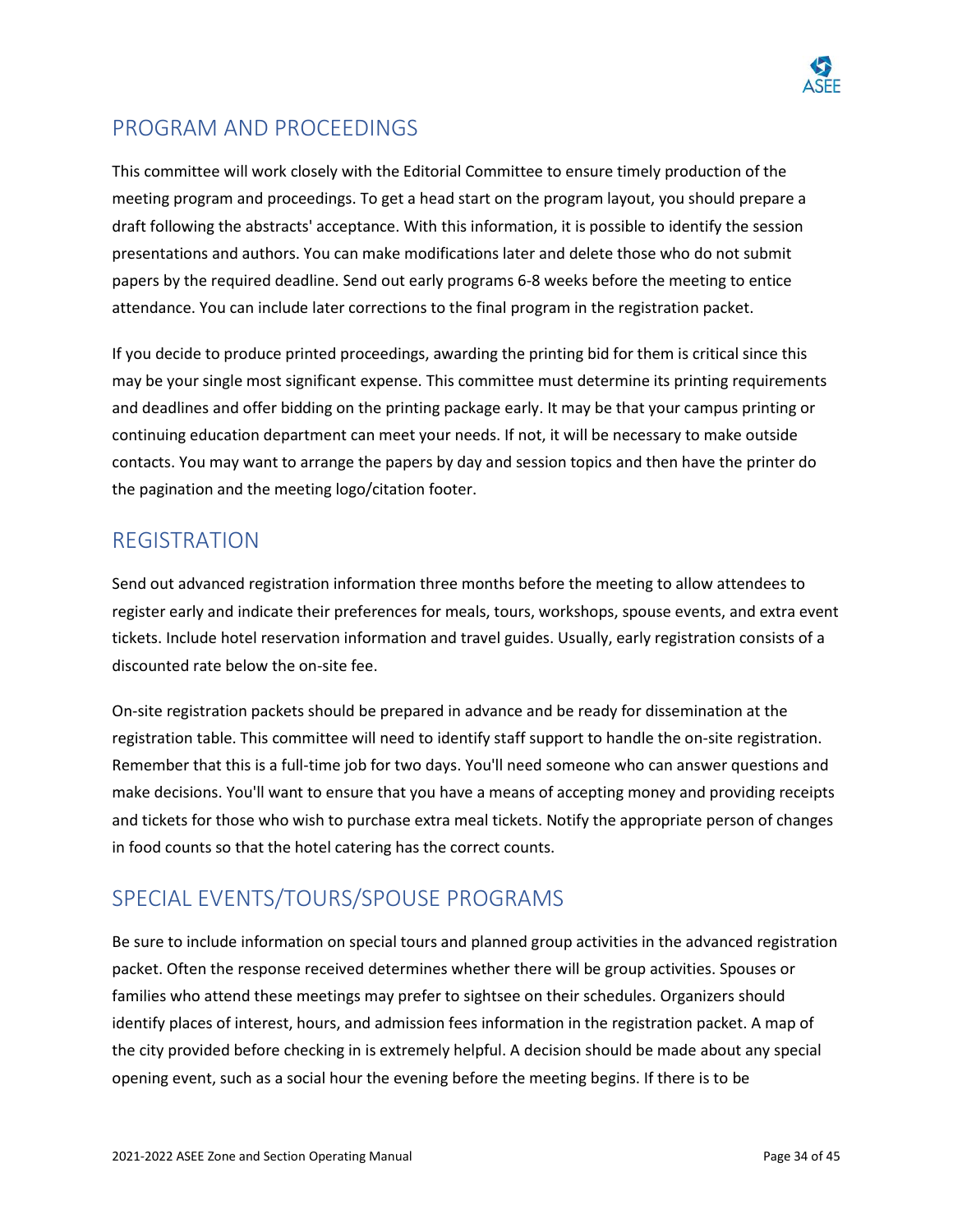## PROGRAM AND PROCEEDINGS

This committee will work closely with the Editorial Committee to ensure timely production of the meeting program and proceedings. To get a head start on the program layout, you should prepare a draft following the abstracts' acceptance. With this information, it is possible to identify the session presentations and authors. You can make modifications later and delete those who do not submit papers by the required deadline. Send out early programs 6-8 weeks before the meeting to entice attendance. You can include later corrections to the final program in the registration packet.

If you decide to produce printed proceedings, awarding the printing bid for them is critical since this may be your single most significant expense. This committee must determine its printing requirements and deadlines and offer bidding on the printing package early. It may be that your campus printing or continuing education department can meet your needs. If not, it will be necessary to make outside contacts. You may want to arrange the papers by day and session topics and then have the printer do the pagination and the meeting logo/citation footer.

## REGISTRATION

Send out advanced registration information three months before the meeting to allow attendees to register early and indicate their preferences for meals, tours, workshops, spouse events, and extra event tickets. Include hotel reservation information and travel guides. Usually, early registration consists of a discounted rate below the on-site fee.

On-site registration packets should be prepared in advance and be ready for dissemination at the registration table. This committee will need to identify staff support to handle the on-site registration. Remember that this is a full-time job for two days. You'll need someone who can answer questions and make decisions. You'll want to ensure that you have a means of accepting money and providing receipts and tickets for those who wish to purchase extra meal tickets. Notify the appropriate person of changes in food counts so that the hotel catering has the correct counts.

## SPECIAL EVENTS/TOURS/SPOUSE PROGRAMS

Be sure to include information on special tours and planned group activities in the advanced registration packet. Often the response received determines whether there will be group activities. Spouses or families who attend these meetings may prefer to sightsee on their schedules. Organizers should identify places of interest, hours, and admission fees information in the registration packet. A map of the city provided before checking in is extremely helpful. A decision should be made about any special opening event, such as a social hour the evening before the meeting begins. If there is to be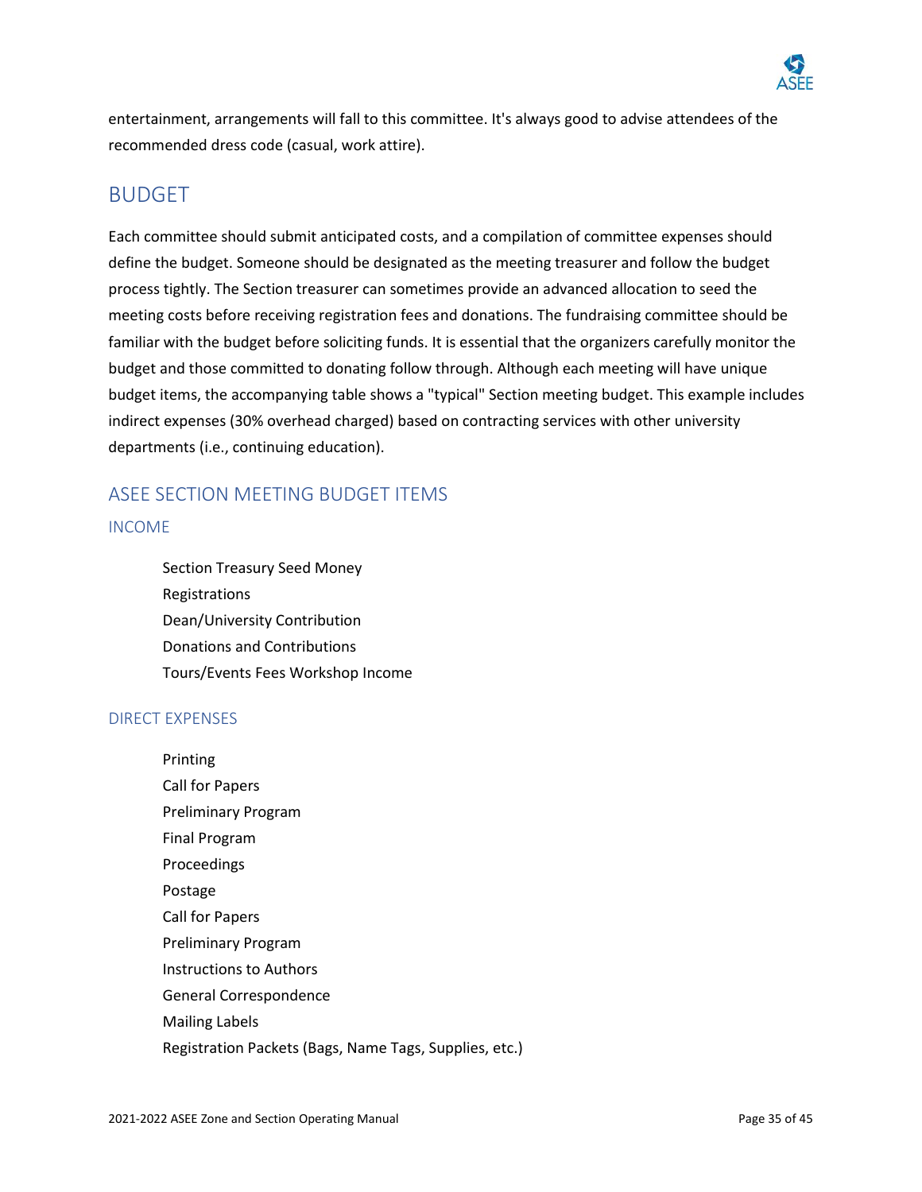entertainment, arrangements will fall to this committee. It's always good to advise attendees of the recommended dress code (casual, work attire).

## BUDGET

Each committee should submit anticipated costs, and a compilation of committee expenses should define the budget. Someone should be designated as the meeting treasurer and follow the budget process tightly. The Section treasurer can sometimes provide an advanced allocation to seed the meeting costs before receiving registration fees and donations. The fundraising committee should be familiar with the budget before soliciting funds. It is essential that the organizers carefully monitor the budget and those committed to donating follow through. Although each meeting will have unique budget items, the accompanying table shows a "typical" Section meeting budget. This example includes indirect expenses (30% overhead charged) based on contracting services with other university departments (i.e., continuing education).

### ASEE SECTION MEETING BUDGET ITEMS

#### INCOME

Section Treasury Seed Money
Registrations
Dean/University Contribution
Donations and Contributions
Tours/Events Fees Workshop Income

#### DIRECT EXPENSES

Printing
Call for Papers
Preliminary Program
Final Program
Proceedings
Postage
Call for Papers
Preliminary Program
Instructions to Authors
General Correspondence
Mailing Labels
Registration Packets (Bags, Name Tags, Supplies, etc.)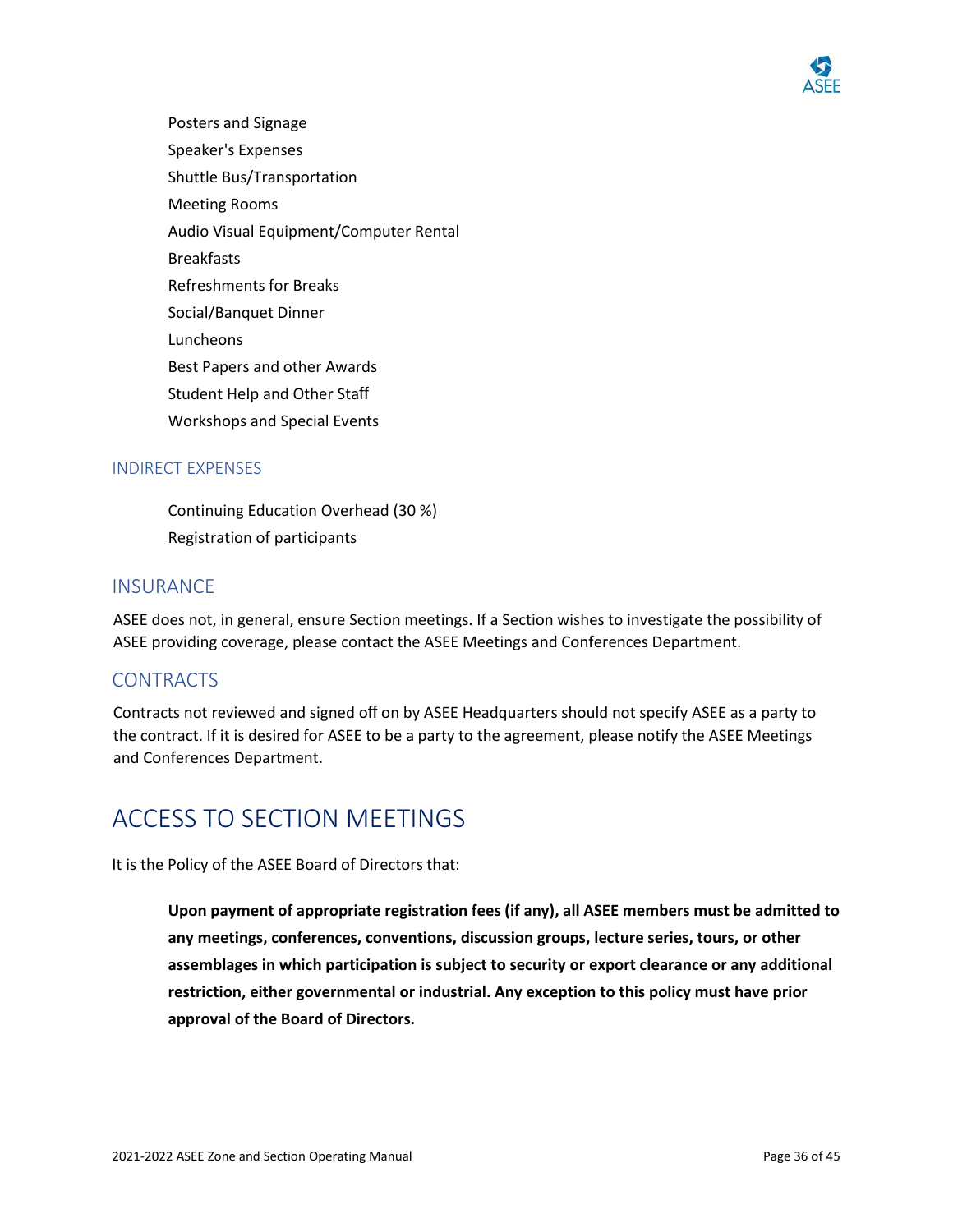- Posters and Signage
- Speaker's Expenses
- Shuttle Bus/Transportation
- Meeting Rooms
- Audio Visual Equipment/Computer Rental
- Breakfasts
- Refreshments for Breaks
- Social/Banquet Dinner
- Luncheons
- Best Papers and other Awards
- Student Help and Other Staff
- Workshops and Special Events

### INDIRECT EXPENSES

- Continuing Education Overhead (30 %)
- Registration of participants

## INSURANCE

ASEE does not, in general, ensure Section meetings. If a Section wishes to investigate the possibility of ASEE providing coverage, please contact the ASEE Meetings and Conferences Department.

## CONTRACTS

Contracts not reviewed and signed off on by ASEE Headquarters should not specify ASEE as a party to the contract. If it is desired for ASEE to be a party to the agreement, please notify the ASEE Meetings and Conferences Department.

# ACCESS TO SECTION MEETINGS

It is the Policy of the ASEE Board of Directors that:

> **Upon payment of appropriate registration fees (if any), all ASEE members must be admitted to any meetings, conferences, conventions, discussion groups, lecture series, tours, or other assemblages in which participation is subject to security or export clearance or any additional restriction, either governmental or industrial. Any exception to this policy must have prior approval of the Board of Directors.**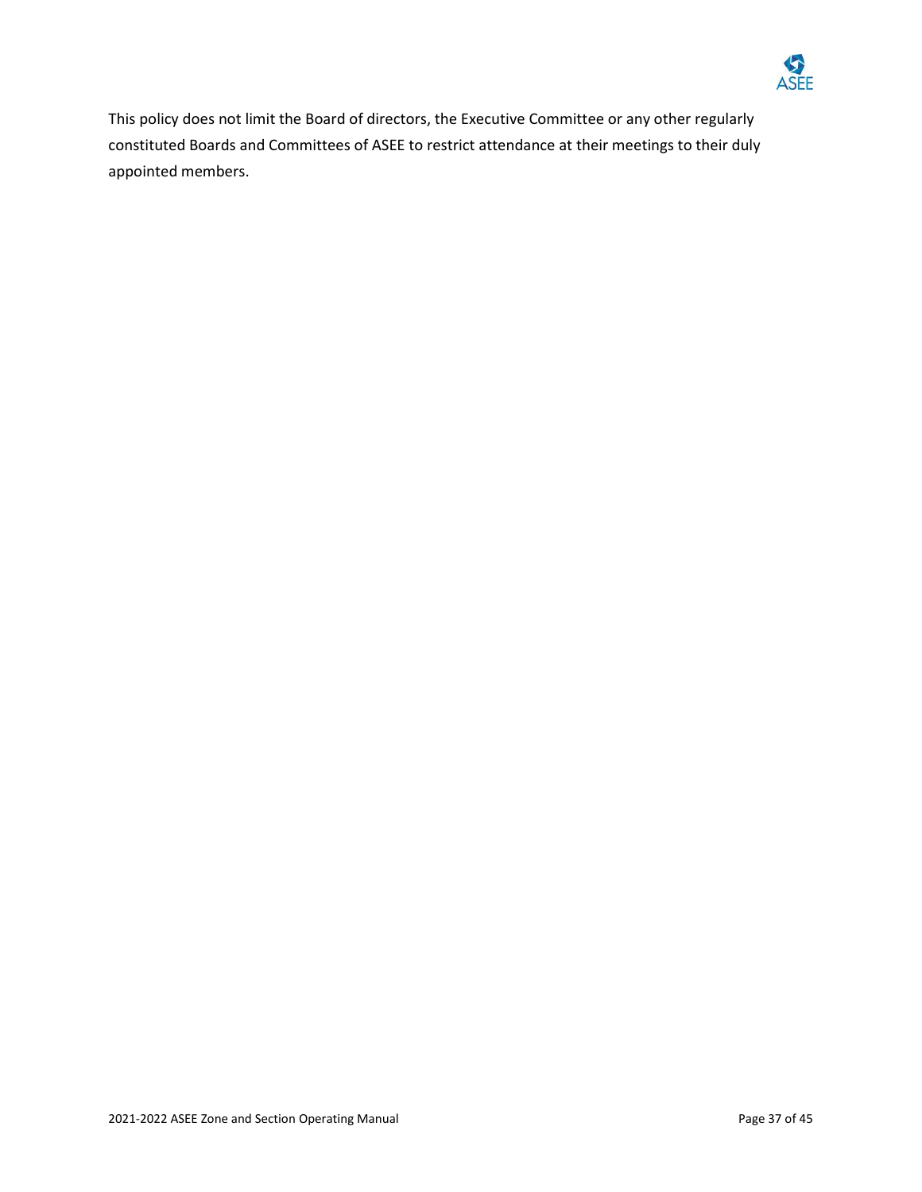This policy does not limit the Board of directors, the Executive Committee or any other regularly constituted Boards and Committees of ASEE to restrict attendance at their meetings to their duly appointed members.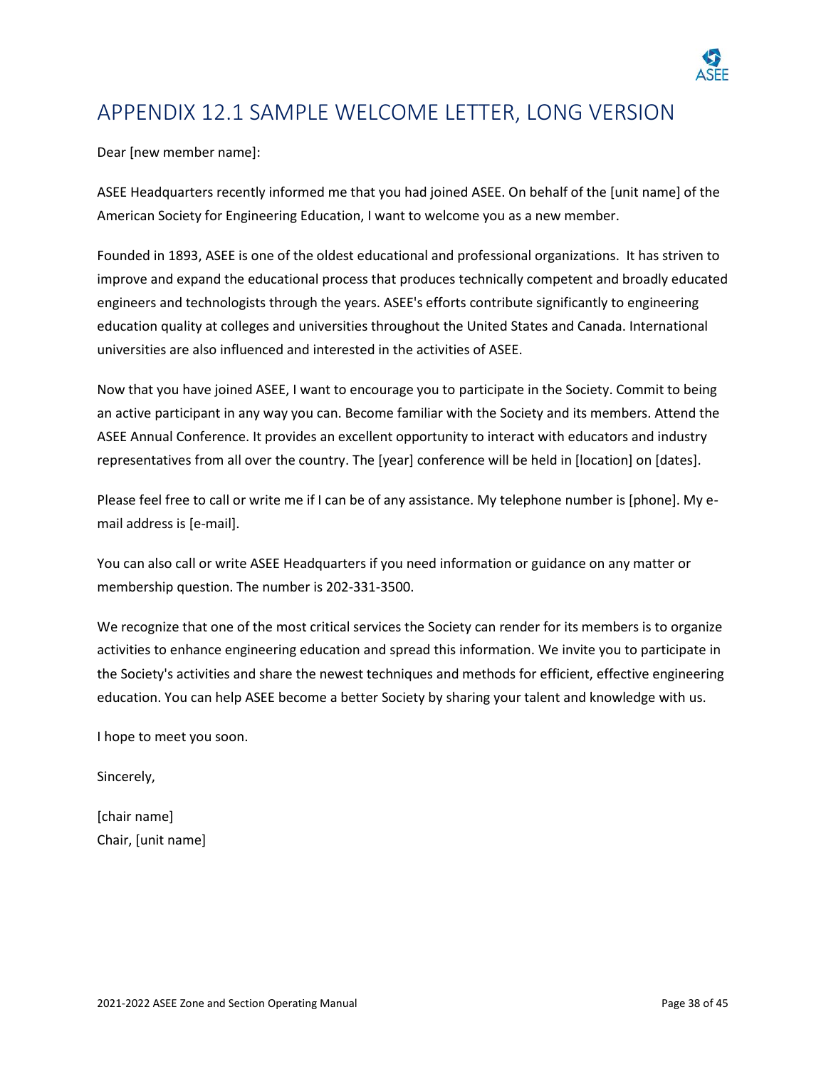# APPENDIX 12.1 SAMPLE WELCOME LETTER, LONG VERSION

Dear [new member name]:

ASEE Headquarters recently informed me that you had joined ASEE. On behalf of the [unit name] of the American Society for Engineering Education, I want to welcome you as a new member.

Founded in 1893, ASEE is one of the oldest educational and professional organizations. It has striven to improve and expand the educational process that produces technically competent and broadly educated engineers and technologists through the years. ASEE's efforts contribute significantly to engineering education quality at colleges and universities throughout the United States and Canada. International universities are also influenced and interested in the activities of ASEE.

Now that you have joined ASEE, I want to encourage you to participate in the Society. Commit to being an active participant in any way you can. Become familiar with the Society and its members. Attend the ASEE Annual Conference. It provides an excellent opportunity to interact with educators and industry representatives from all over the country. The [year] conference will be held in [location] on [dates].

Please feel free to call or write me if I can be of any assistance. My telephone number is [phone]. My e-mail address is [e-mail].

You can also call or write ASEE Headquarters if you need information or guidance on any matter or membership question. The number is 202-331-3500.

We recognize that one of the most critical services the Society can render for its members is to organize activities to enhance engineering education and spread this information. We invite you to participate in the Society's activities and share the newest techniques and methods for efficient, effective engineering education. You can help ASEE become a better Society by sharing your talent and knowledge with us.

I hope to meet you soon.

Sincerely,

[chair name]
Chair, [unit name]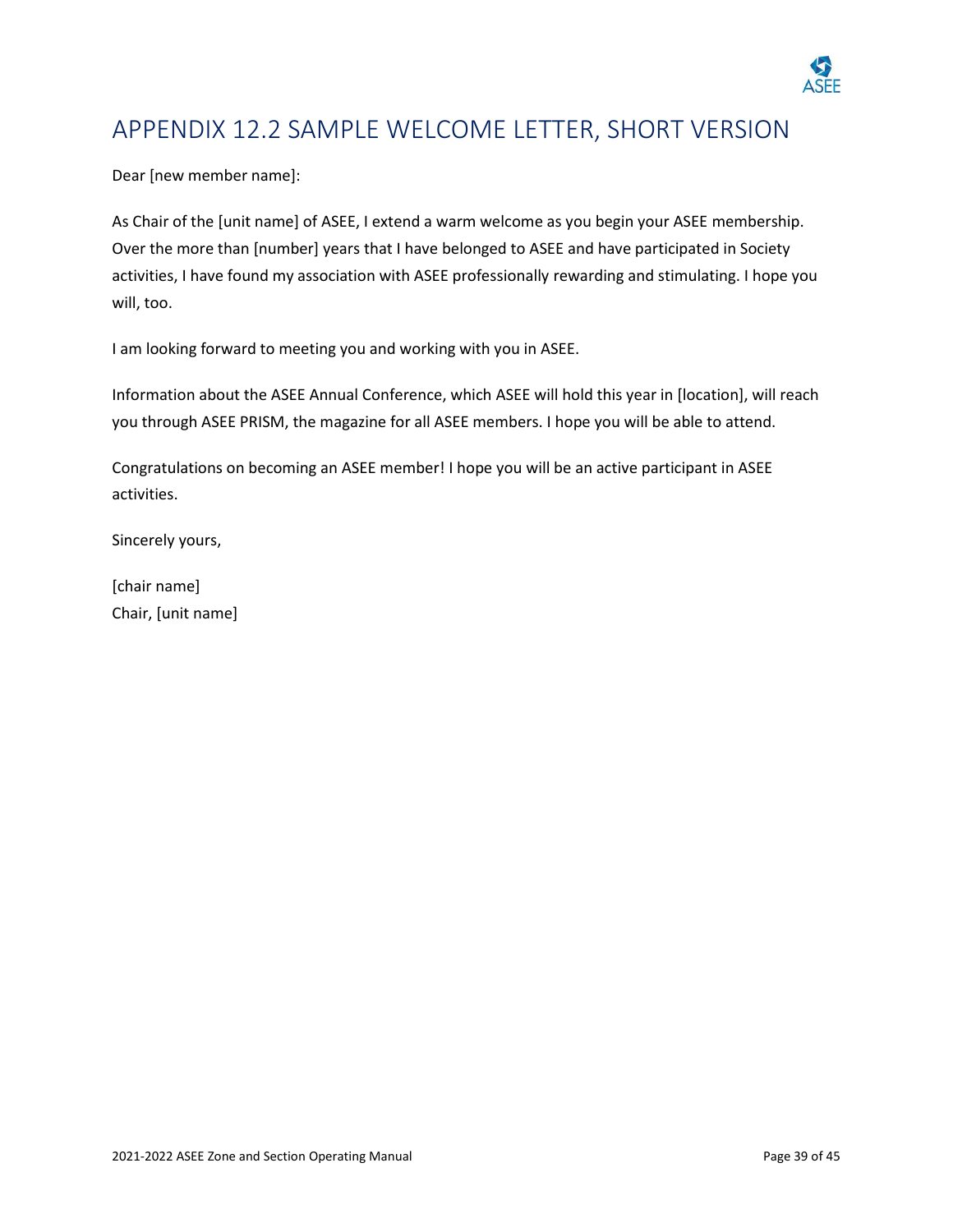# APPENDIX 12.2 SAMPLE WELCOME LETTER, SHORT VERSION

Dear [new member name]:

As Chair of the [unit name] of ASEE, I extend a warm welcome as you begin your ASEE membership. Over the more than [number] years that I have belonged to ASEE and have participated in Society activities, I have found my association with ASEE professionally rewarding and stimulating. I hope you will, too.

I am looking forward to meeting you and working with you in ASEE.

Information about the ASEE Annual Conference, which ASEE will hold this year in [location], will reach you through ASEE PRISM, the magazine for all ASEE members. I hope you will be able to attend.

Congratulations on becoming an ASEE member! I hope you will be an active participant in ASEE activities.

Sincerely yours,

[chair name]  
Chair, [unit name]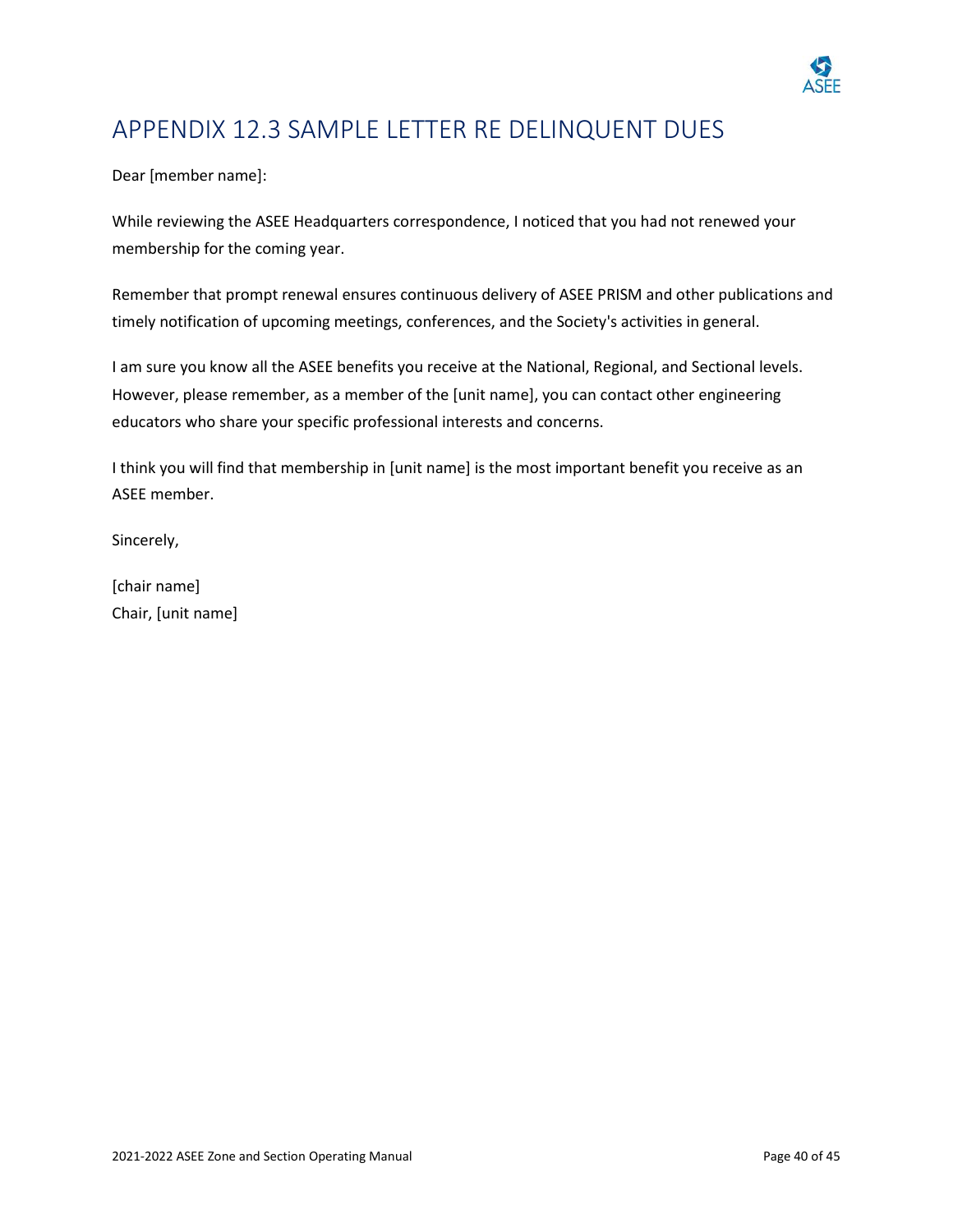# APPENDIX 12.3 SAMPLE LETTER RE DELINQUENT DUES

Dear [member name]:

While reviewing the ASEE Headquarters correspondence, I noticed that you had not renewed your membership for the coming year.

Remember that prompt renewal ensures continuous delivery of ASEE PRISM and other publications and timely notification of upcoming meetings, conferences, and the Society's activities in general.

I am sure you know all the ASEE benefits you receive at the National, Regional, and Sectional levels. However, please remember, as a member of the [unit name], you can contact other engineering educators who share your specific professional interests and concerns.

I think you will find that membership in [unit name] is the most important benefit you receive as an ASEE member.

Sincerely,

[chair name]
Chair, [unit name]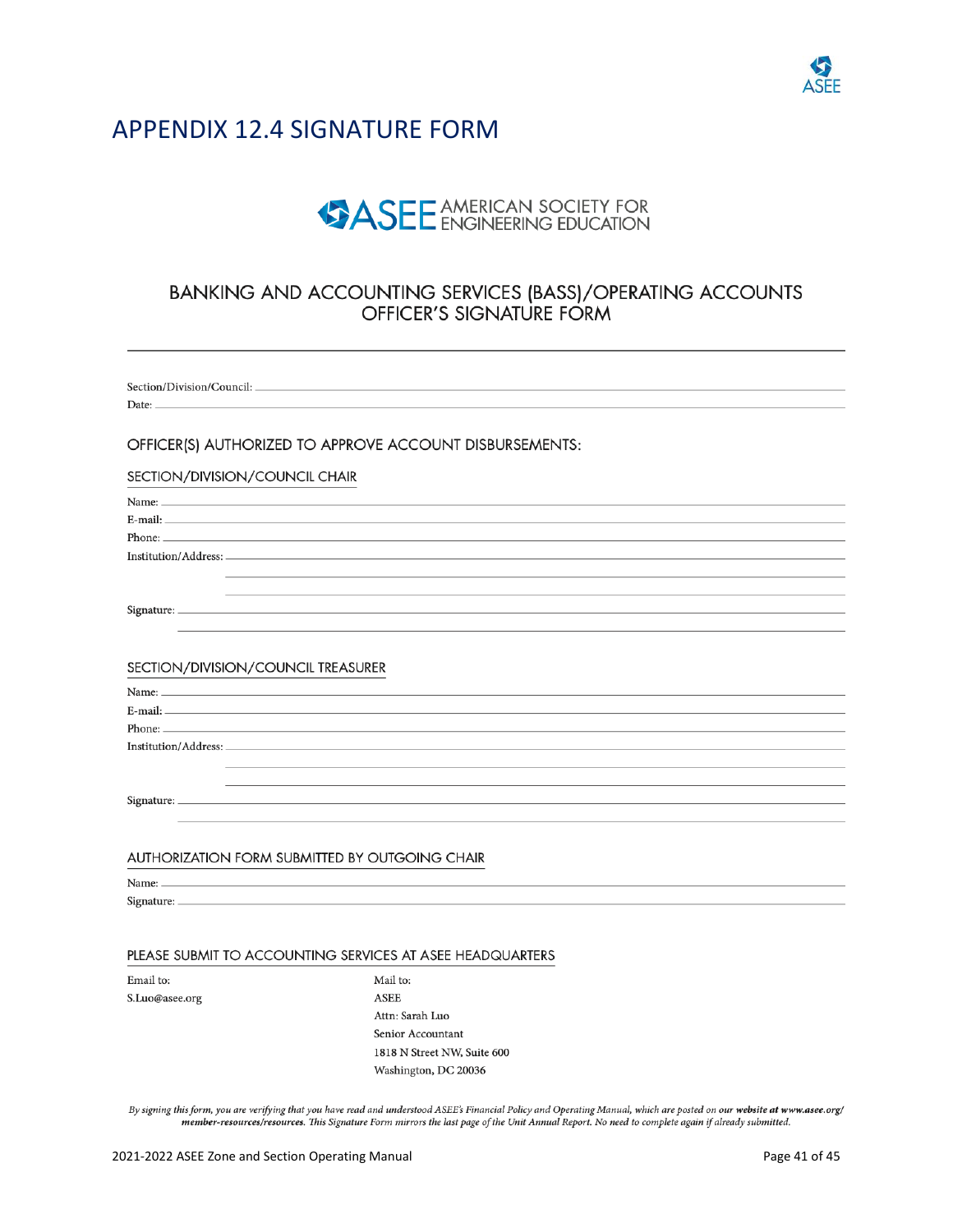# APPENDIX 12.4 SIGNATURE FORM

ASEE AMERICAN SOCIETY FOR ENGINEERING EDUCATION

## BANKING AND ACCOUNTING SERVICES (BASS)/OPERATING ACCOUNTS OFFICER'S SIGNATURE FORM

Section/Division/Council: \_\_\_\_\_\_\_\_\_\_\_\_\_\_\_\_\_\_\_\_

Date: \_\_\_\_\_\_\_\_\_\_\_\_\_\_\_\_\_\_\_\_

### OFFICER(S) AUTHORIZED TO APPROVE ACCOUNT DISBURSEMENTS:

#### SECTION/DIVISION/COUNCIL CHAIR

Name: \_\_\_\_\_\_\_\_\_\_\_\_\_\_\_\_\_\_\_\_

E-mail: \_\_\_\_\_\_\_\_\_\_\_\_\_\_\_\_\_\_\_\_

Phone: \_\_\_\_\_\_\_\_\_\_\_\_\_\_\_\_\_\_\_\_

Institution/Address: \_\_\_\_\_\_\_\_\_\_\_\_\_\_\_\_\_\_\_\_

Signature: \_\_\_\_\_\_\_\_\_\_\_\_\_\_\_\_\_\_\_\_

#### SECTION/DIVISION/COUNCIL TREASURER

Name: \_\_\_\_\_\_\_\_\_\_\_\_\_\_\_\_\_\_\_\_

E-mail: \_\_\_\_\_\_\_\_\_\_\_\_\_\_\_\_\_\_\_\_

Phone: \_\_\_\_\_\_\_\_\_\_\_\_\_\_\_\_\_\_\_\_

Institution/Address: \_\_\_\_\_\_\_\_\_\_\_\_\_\_\_\_\_\_\_\_

Signature: \_\_\_\_\_\_\_\_\_\_\_\_\_\_\_\_\_\_\_\_

#### AUTHORIZATION FORM SUBMITTED BY OUTGOING CHAIR

Name: \_\_\_\_\_\_\_\_\_\_\_\_\_\_\_\_\_\_\_\_

Signature: \_\_\_\_\_\_\_\_\_\_\_\_\_\_\_\_\_\_\_\_

#### PLEASE SUBMIT TO ACCOUNTING SERVICES AT ASEE HEADQUARTERS

Email to:
S.Luo@asee.org

Mail to:
ASEE
Attn: Sarah Luo
Senior Accountant
1818 N Street NW, Suite 600
Washington, DC 20036

*By signing this form, you are verifying that you have read and understood ASEE's Financial Policy and Operating Manual, which are posted on **our website at www.asee.org/member-resources/resources**. This Signature Form mirrors the last page of the Unit Annual Report. No need to complete again if already submitted.*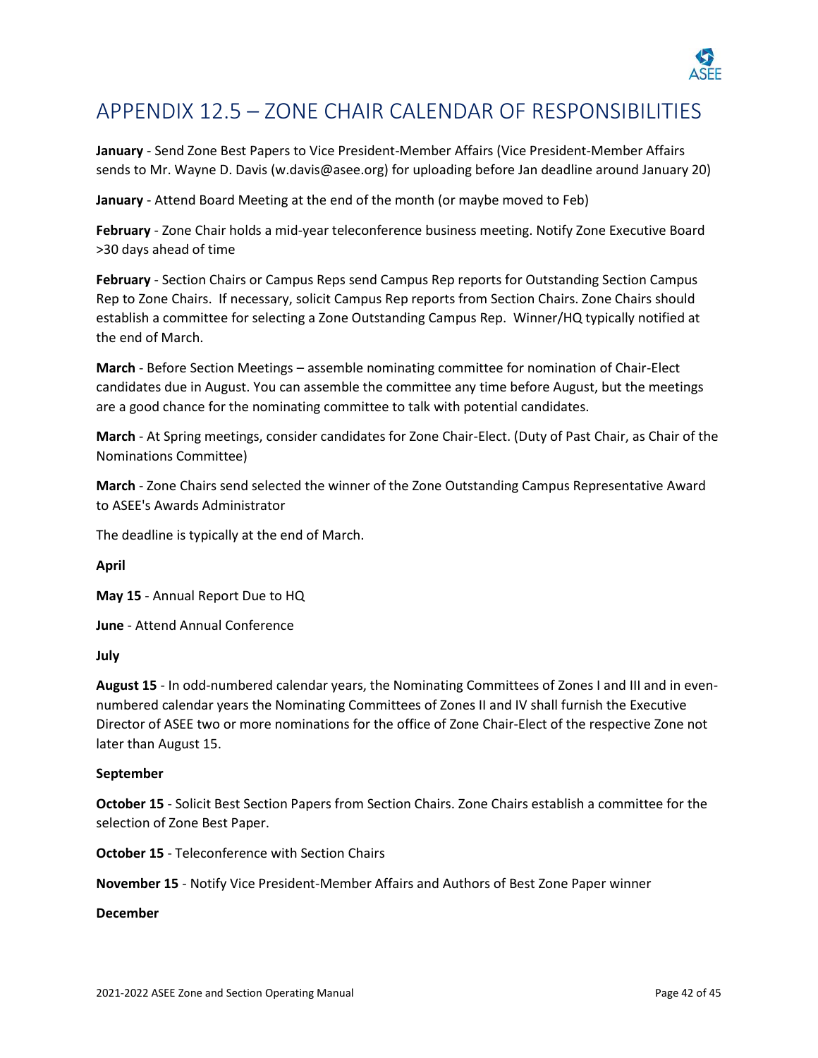# APPENDIX 12.5 – ZONE CHAIR CALENDAR OF RESPONSIBILITIES

**January** - Send Zone Best Papers to Vice President-Member Affairs (Vice President-Member Affairs sends to Mr. Wayne D. Davis (w.davis@asee.org) for uploading before Jan deadline around January 20)

**January** - Attend Board Meeting at the end of the month (or maybe moved to Feb)

**February** - Zone Chair holds a mid-year teleconference business meeting. Notify Zone Executive Board >30 days ahead of time

**February** - Section Chairs or Campus Reps send Campus Rep reports for Outstanding Section Campus Rep to Zone Chairs. If necessary, solicit Campus Rep reports from Section Chairs. Zone Chairs should establish a committee for selecting a Zone Outstanding Campus Rep. Winner/HQ typically notified at the end of March.

**March** - Before Section Meetings – assemble nominating committee for nomination of Chair-Elect candidates due in August. You can assemble the committee any time before August, but the meetings are a good chance for the nominating committee to talk with potential candidates.

**March** - At Spring meetings, consider candidates for Zone Chair-Elect. (Duty of Past Chair, as Chair of the Nominations Committee)

**March** - Zone Chairs send selected the winner of the Zone Outstanding Campus Representative Award to ASEE's Awards Administrator

The deadline is typically at the end of March.

**April**

**May 15** - Annual Report Due to HQ

**June** - Attend Annual Conference

**July**

**August 15** - In odd-numbered calendar years, the Nominating Committees of Zones I and III and in even-numbered calendar years the Nominating Committees of Zones II and IV shall furnish the Executive Director of ASEE two or more nominations for the office of Zone Chair-Elect of the respective Zone not later than August 15.

**September**

**October 15** - Solicit Best Section Papers from Section Chairs. Zone Chairs establish a committee for the selection of Zone Best Paper.

**October 15** - Teleconference with Section Chairs

**November 15** - Notify Vice President-Member Affairs and Authors of Best Zone Paper winner

**December**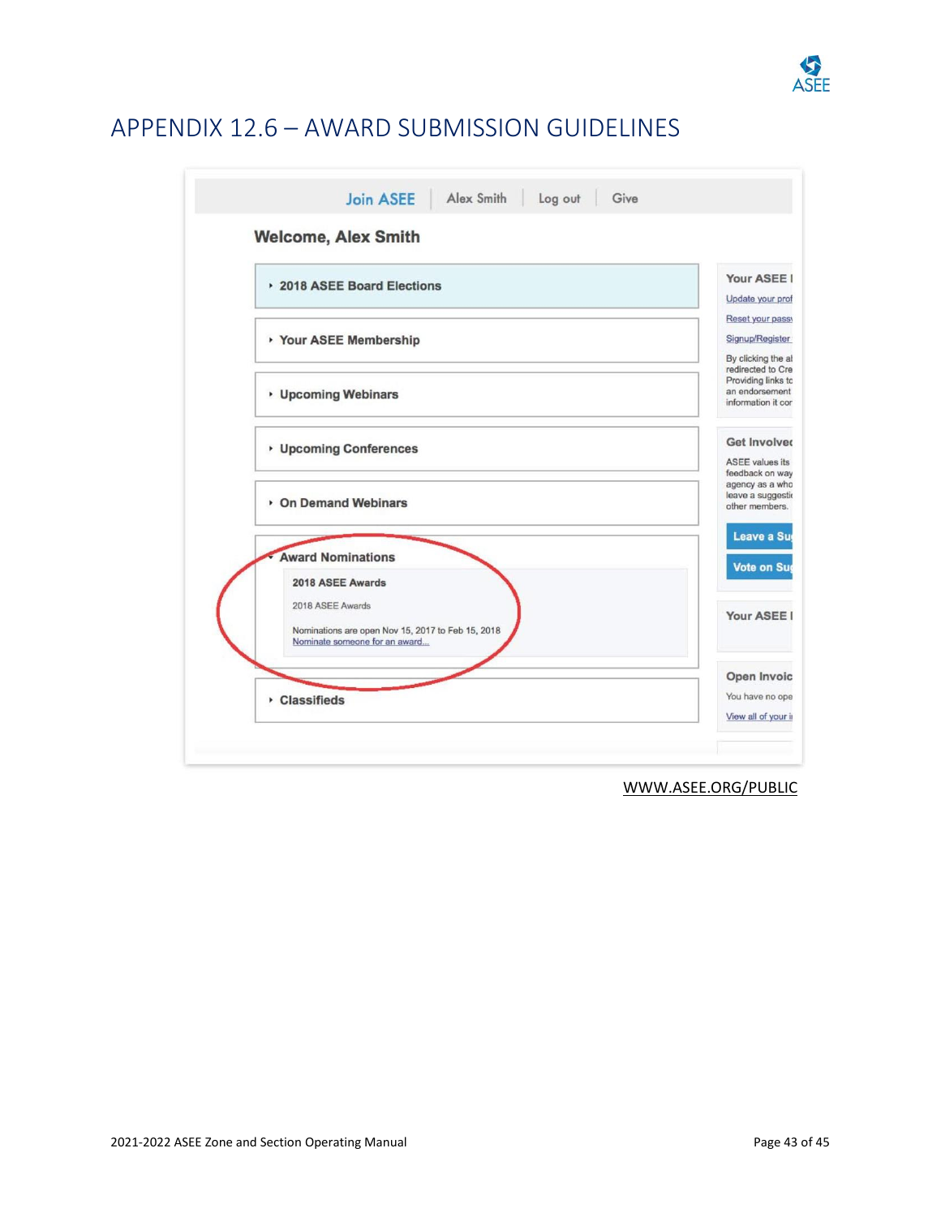# APPENDIX 12.6 – AWARD SUBMISSION GUIDELINES

Join ASEE | Alex Smith | Log out | Give

**Welcome, Alex Smith**

- **2018 ASEE Board Elections**
- **Your ASEE Membership**
- **Upcoming Webinars**
- **Upcoming Conferences**
- **On Demand Webinars**
- **Award Nominations**
  - **2018 ASEE Awards**
  - 2018 ASEE Awards
  - Nominations are open Nov 15, 2017 to Feb 15, 2018
  - Nominate someone for an award...
- **Classifieds**

**Your ASEE I**

Update your prof

Reset your pass

Signup/Register

By clicking the a redirected to Cre Providing links to an endorsement information it co

**Get Involve**

ASEE values its feedback on way agency as a who leave a suggesti other members.

Leave a Su

Vote on Su

**Your ASEE I**

**Open Invoic**

You have no ope

View all of your i

WWW.ASEE.ORG/PUBLIC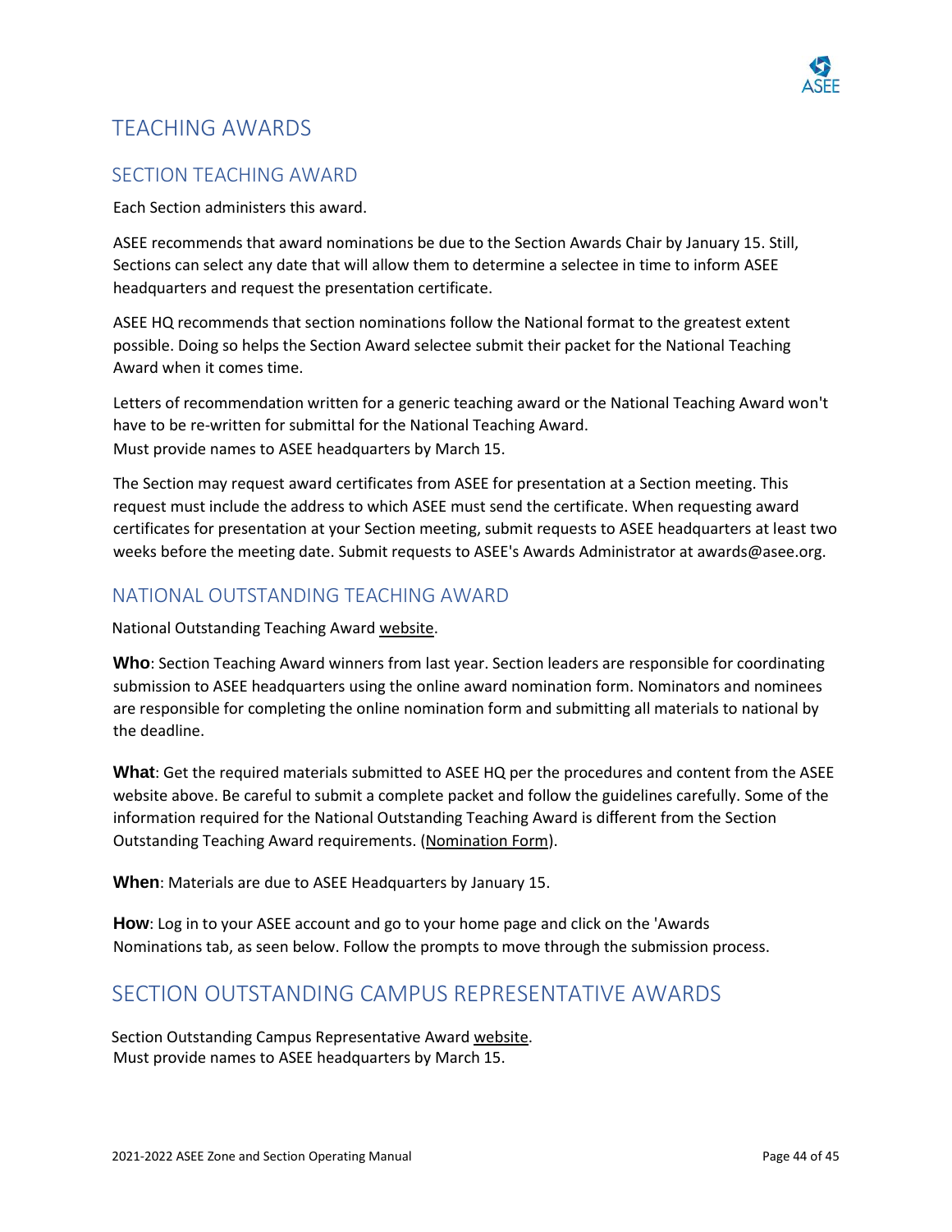# TEACHING AWARDS

## SECTION TEACHING AWARD

Each Section administers this award.

ASEE recommends that award nominations be due to the Section Awards Chair by January 15. Still, Sections can select any date that will allow them to determine a selectee in time to inform ASEE headquarters and request the presentation certificate.

ASEE HQ recommends that section nominations follow the National format to the greatest extent possible. Doing so helps the Section Award selectee submit their packet for the National Teaching Award when it comes time.

Letters of recommendation written for a generic teaching award or the National Teaching Award won't have to be re-written for submittal for the National Teaching Award.
Must provide names to ASEE headquarters by March 15.

The Section may request award certificates from ASEE for presentation at a Section meeting. This request must include the address to which ASEE must send the certificate. When requesting award certificates for presentation at your Section meeting, submit requests to ASEE headquarters at least two weeks before the meeting date. Submit requests to ASEE's Awards Administrator at awards@asee.org.

## NATIONAL OUTSTANDING TEACHING AWARD

National Outstanding Teaching Award website.

**Who**: Section Teaching Award winners from last year. Section leaders are responsible for coordinating submission to ASEE headquarters using the online award nomination form. Nominators and nominees are responsible for completing the online nomination form and submitting all materials to national by the deadline.

**What**: Get the required materials submitted to ASEE HQ per the procedures and content from the ASEE website above. Be careful to submit a complete packet and follow the guidelines carefully. Some of the information required for the National Outstanding Teaching Award is different from the Section Outstanding Teaching Award requirements. (Nomination Form).

**When**: Materials are due to ASEE Headquarters by January 15.

**How**: Log in to your ASEE account and go to your home page and click on the 'Awards Nominations tab, as seen below. Follow the prompts to move through the submission process.

# SECTION OUTSTANDING CAMPUS REPRESENTATIVE AWARDS

Section Outstanding Campus Representative Award website.
Must provide names to ASEE headquarters by March 15.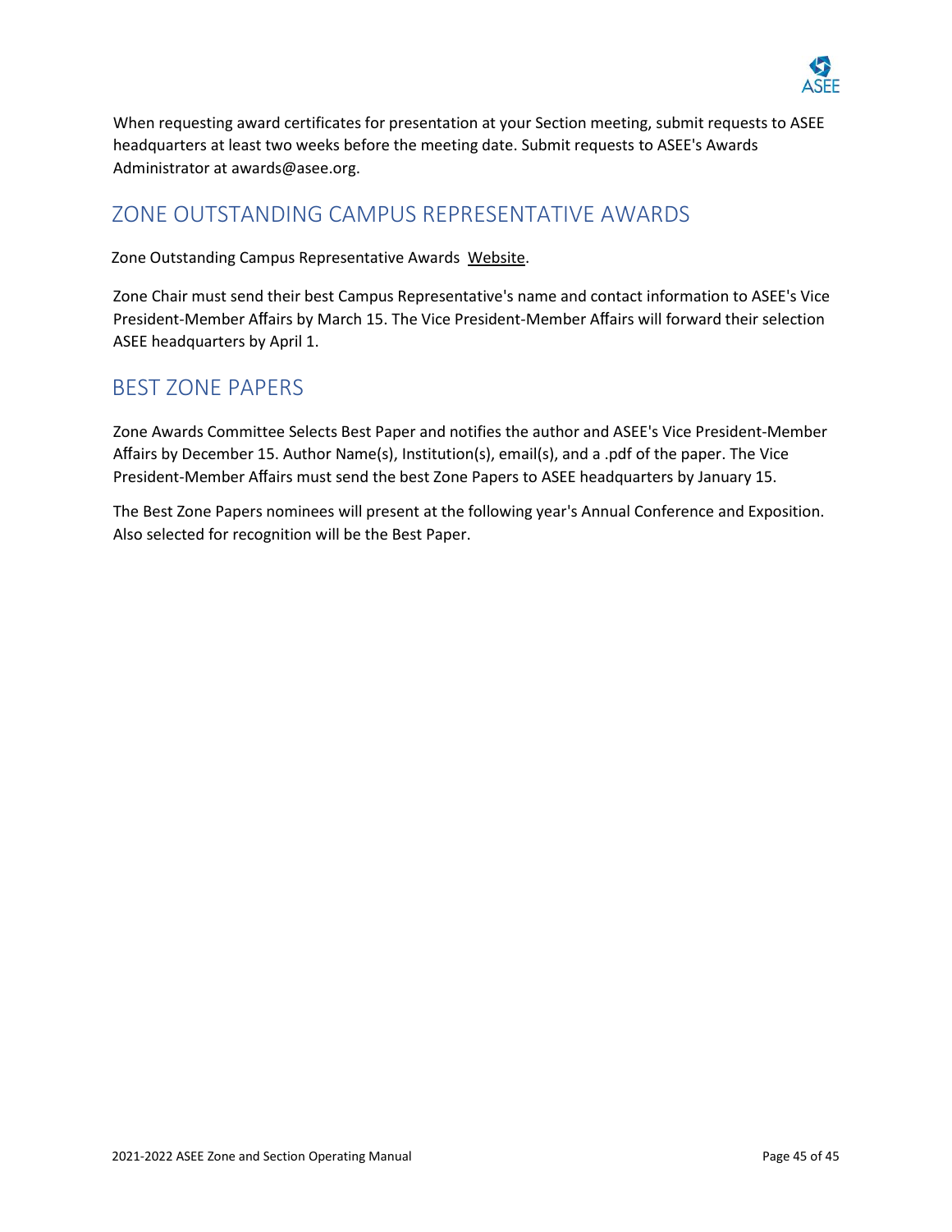When requesting award certificates for presentation at your Section meeting, submit requests to ASEE headquarters at least two weeks before the meeting date. Submit requests to ASEE's Awards Administrator at awards@asee.org.

## ZONE OUTSTANDING CAMPUS REPRESENTATIVE AWARDS

Zone Outstanding Campus Representative Awards Website.

Zone Chair must send their best Campus Representative's name and contact information to ASEE's Vice President-Member Affairs by March 15. The Vice President-Member Affairs will forward their selection ASEE headquarters by April 1.

## BEST ZONE PAPERS

Zone Awards Committee Selects Best Paper and notifies the author and ASEE's Vice President-Member Affairs by December 15. Author Name(s), Institution(s), email(s), and a .pdf of the paper. The Vice President-Member Affairs must send the best Zone Papers to ASEE headquarters by January 15.

The Best Zone Papers nominees will present at the following year's Annual Conference and Exposition. Also selected for recognition will be the Best Paper.